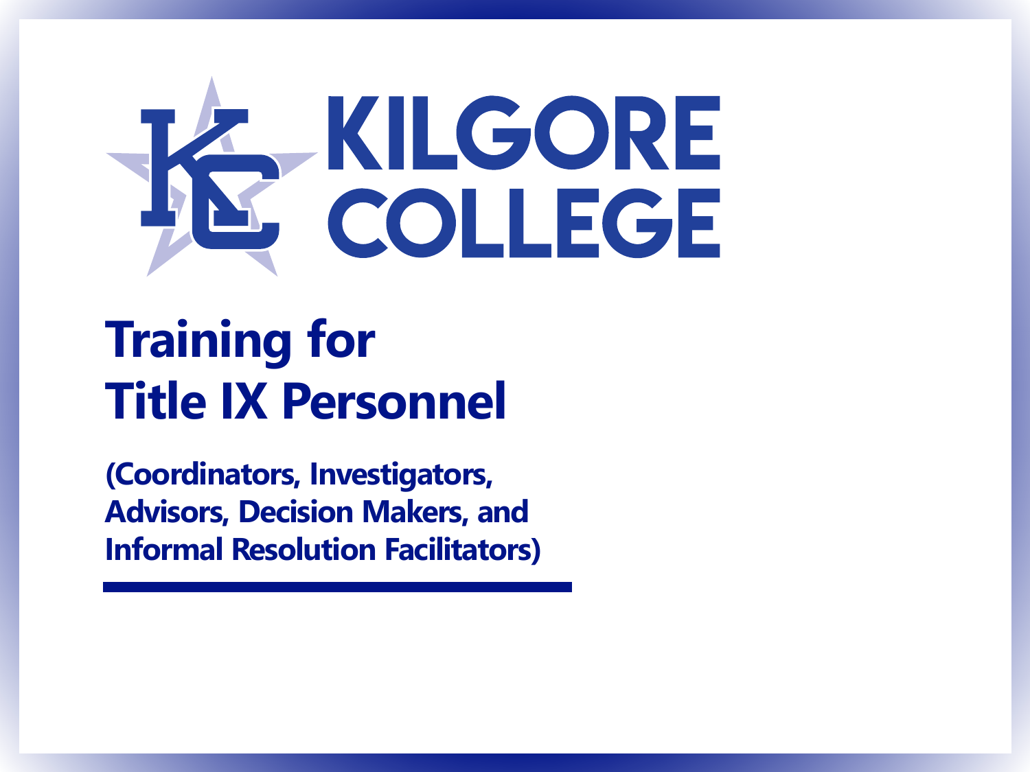KILGORE COLLEGE

# Training for Title IX Personnel

**(Coordinators, Investigators, Advisors, Decision Makers, and Informal Resolution Facilitators)**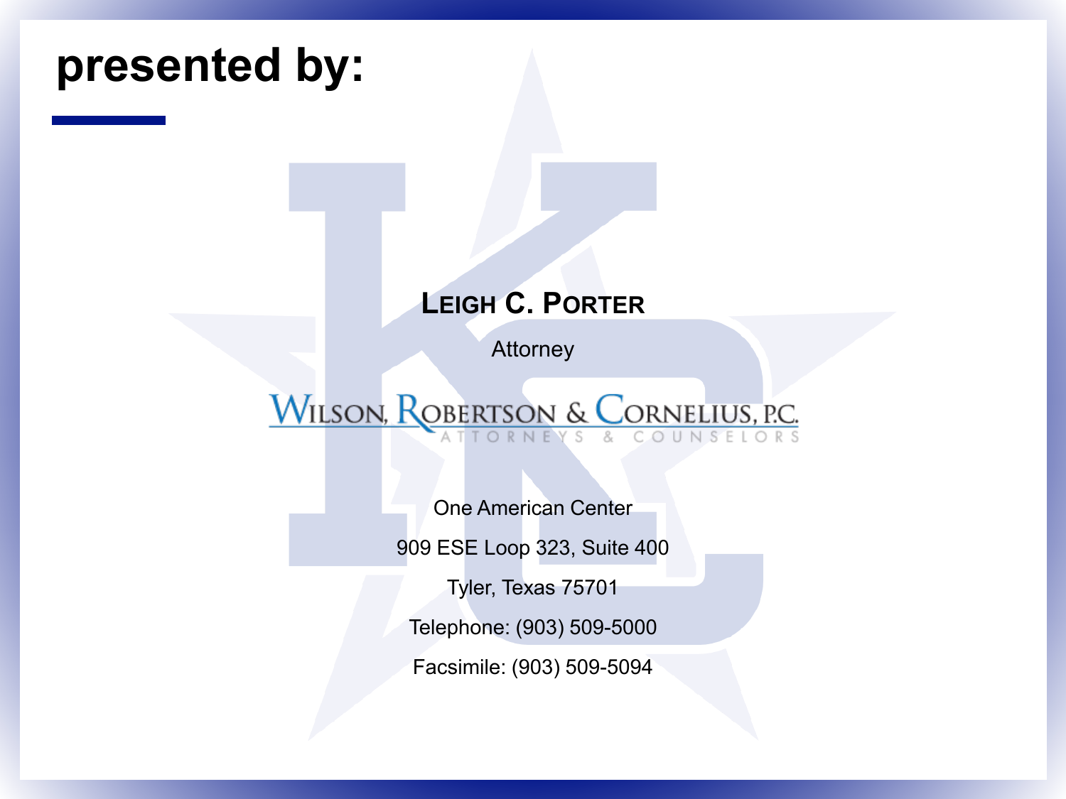# presented by:

**LEIGH C. PORTER**

Attorney

WILSON, ROBERTSON & CORNELIUS, P.C.
ATTORNEYS & COUNSELORS

One American Center

909 ESE Loop 323, Suite 400

Tyler, Texas 75701

Telephone: (903) 509-5000

Facsimile: (903) 509-5094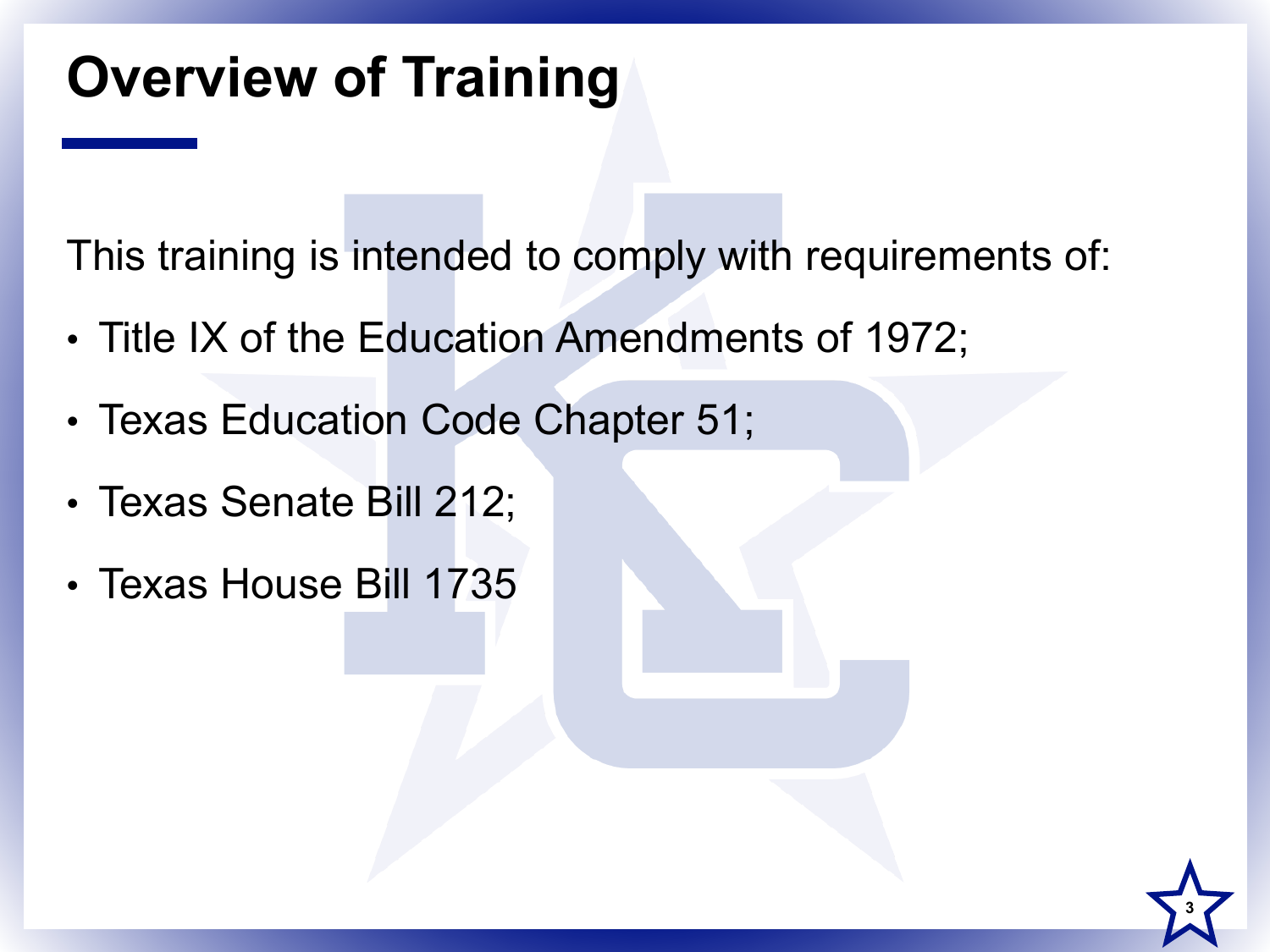# Overview of Training

This training is intended to comply with requirements of:

- Title IX of the Education Amendments of 1972;
- Texas Education Code Chapter 51;
- Texas Senate Bill 212;
- Texas House Bill 1735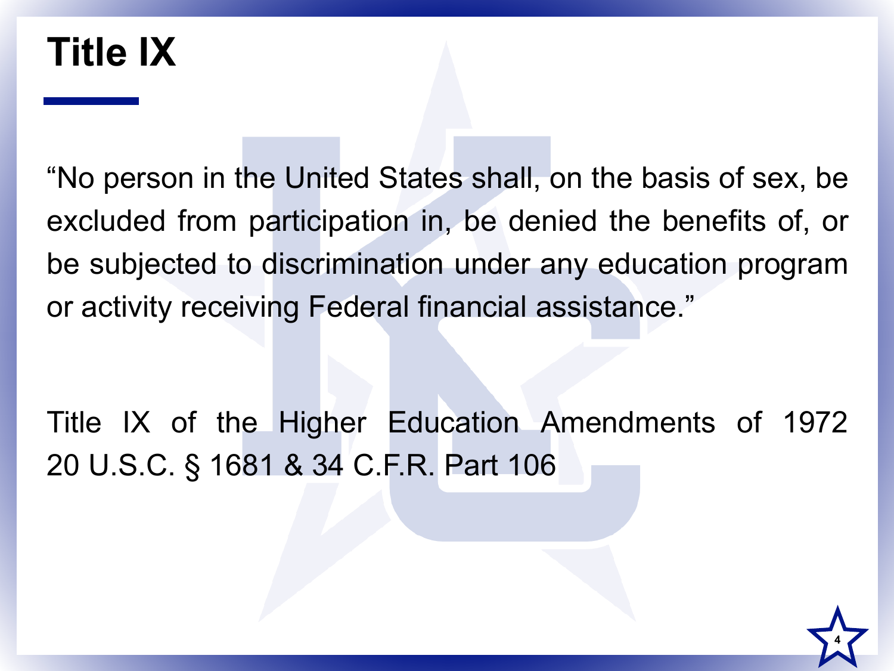# Title IX

"No person in the United States shall, on the basis of sex, be excluded from participation in, be denied the benefits of, or be subjected to discrimination under any education program or activity receiving Federal financial assistance."

Title IX of the Higher Education Amendments of 1972
20 U.S.C. § 1681 & 34 C.F.R. Part 106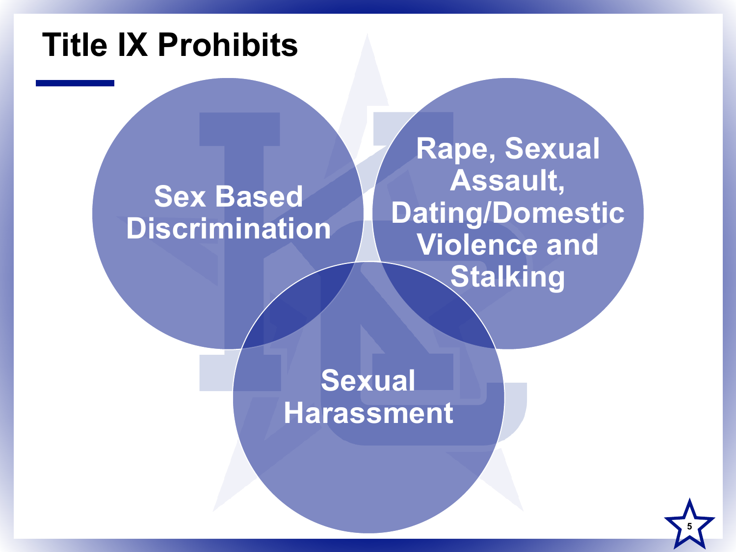# Title IX Prohibits

- Sex Based Discrimination
- Rape, Sexual Assault, Dating/Domestic Violence and Stalking
- Sexual Harassment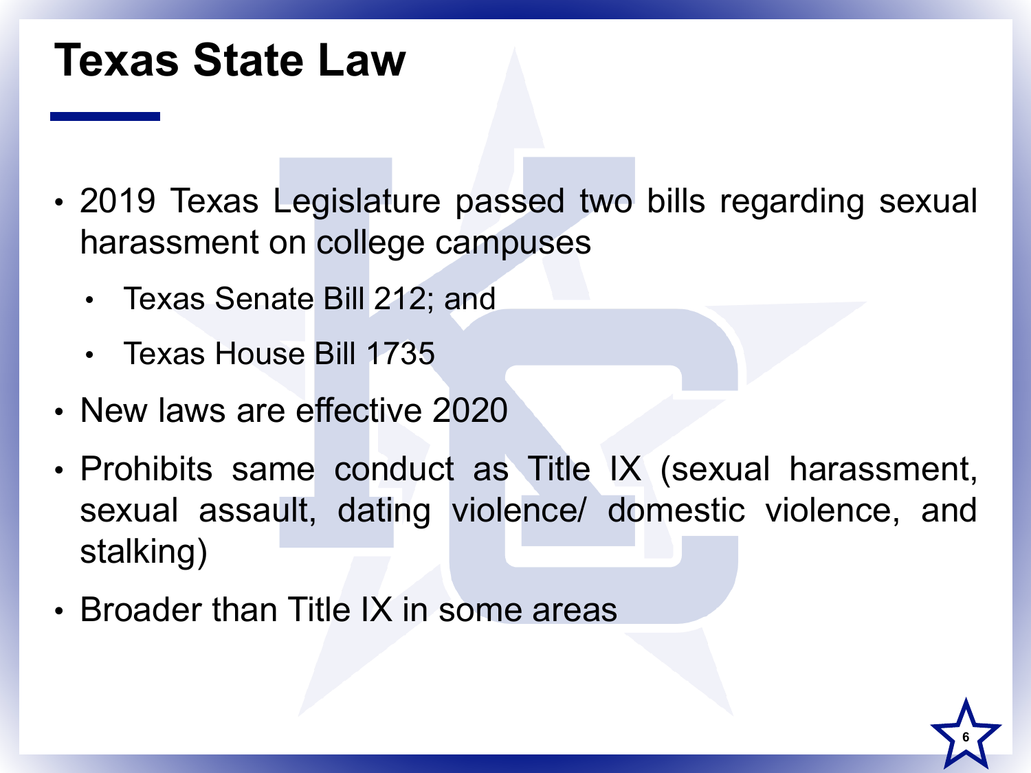# Texas State Law

- 2019 Texas Legislature passed two bills regarding sexual harassment on college campuses
  - Texas Senate Bill 212; and
  - Texas House Bill 1735
- New laws are effective 2020
- Prohibits same conduct as Title IX (sexual harassment, sexual assault, dating violence/ domestic violence, and stalking)
- Broader than Title IX in some areas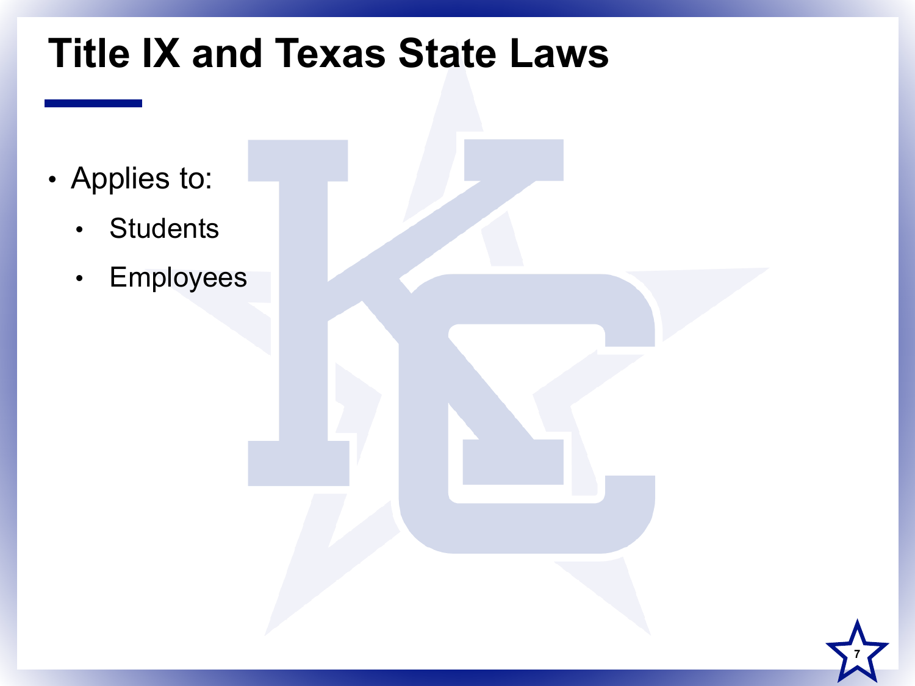# Title IX and Texas State Laws

- Applies to:
  - Students
  - Employees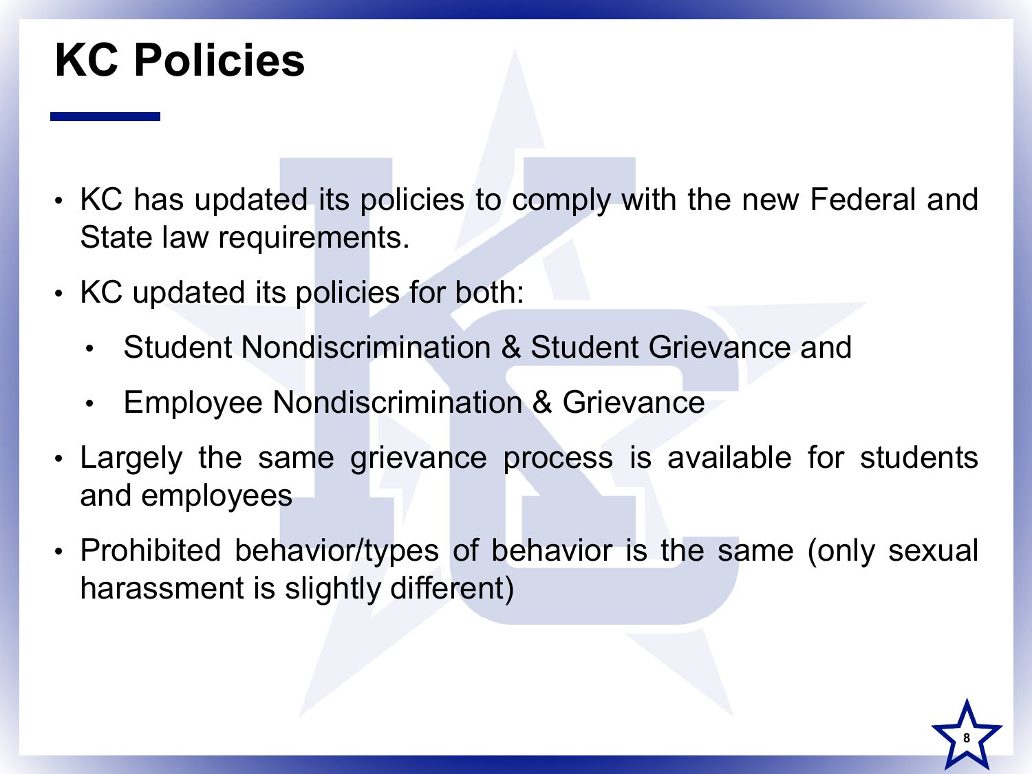# KC Policies

- KC has updated its policies to comply with the new Federal and State law requirements.
- KC updated its policies for both:
  - Student Nondiscrimination & Student Grievance and
  - Employee Nondiscrimination & Grievance
- Largely the same grievance process is available for students and employees
- Prohibited behavior/types of behavior is the same (only sexual harassment is slightly different)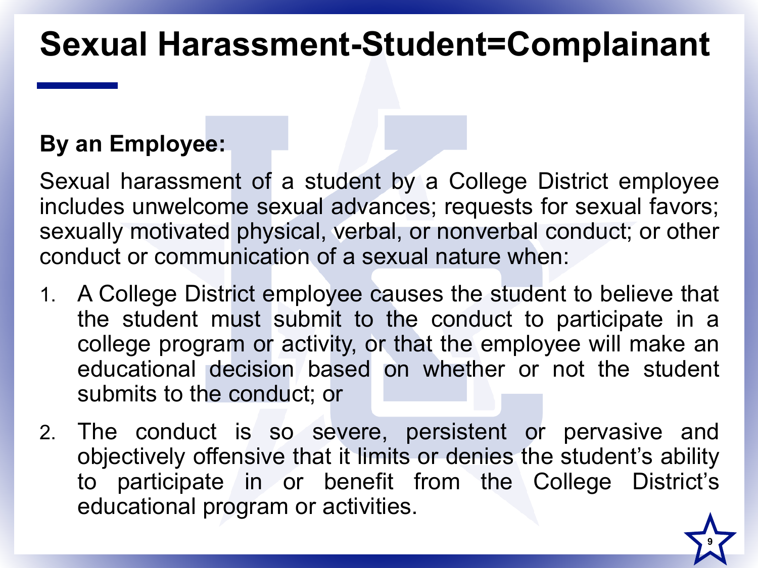# Sexual Harassment-Student=Complainant

**By an Employee:**

Sexual harassment of a student by a College District employee includes unwelcome sexual advances; requests for sexual favors; sexually motivated physical, verbal, or nonverbal conduct; or other conduct or communication of a sexual nature when:

1. A College District employee causes the student to believe that the student must submit to the conduct to participate in a college program or activity, or that the employee will make an educational decision based on whether or not the student submits to the conduct; or
2. The conduct is so severe, persistent or pervasive and objectively offensive that it limits or denies the student's ability to participate in or benefit from the College District's educational program or activities.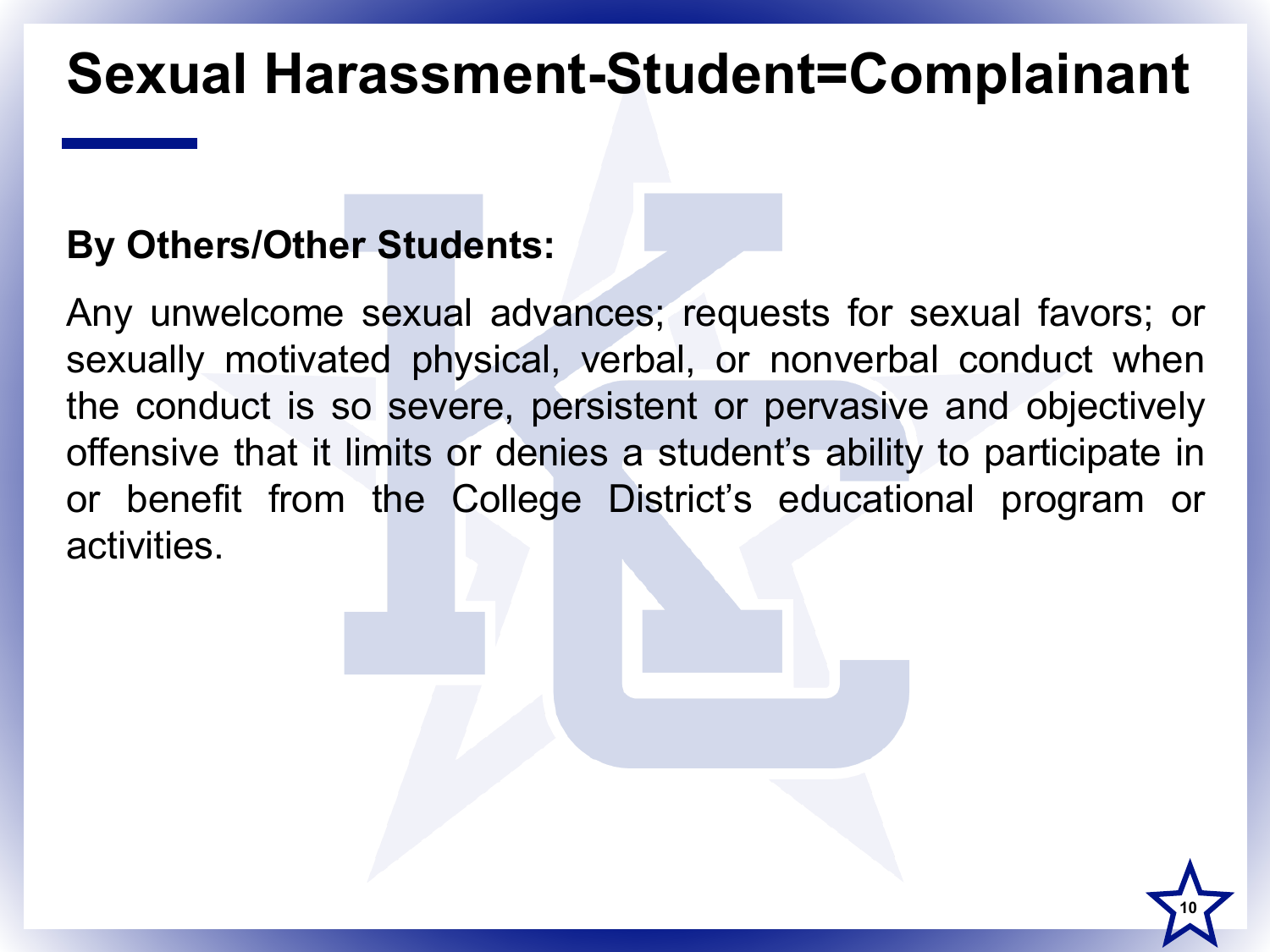# Sexual Harassment-Student=Complainant

**By Others/Other Students:**

Any unwelcome sexual advances; requests for sexual favors; or sexually motivated physical, verbal, or nonverbal conduct when the conduct is so severe, persistent or pervasive and objectively offensive that it limits or denies a student's ability to participate in or benefit from the College District's educational program or activities.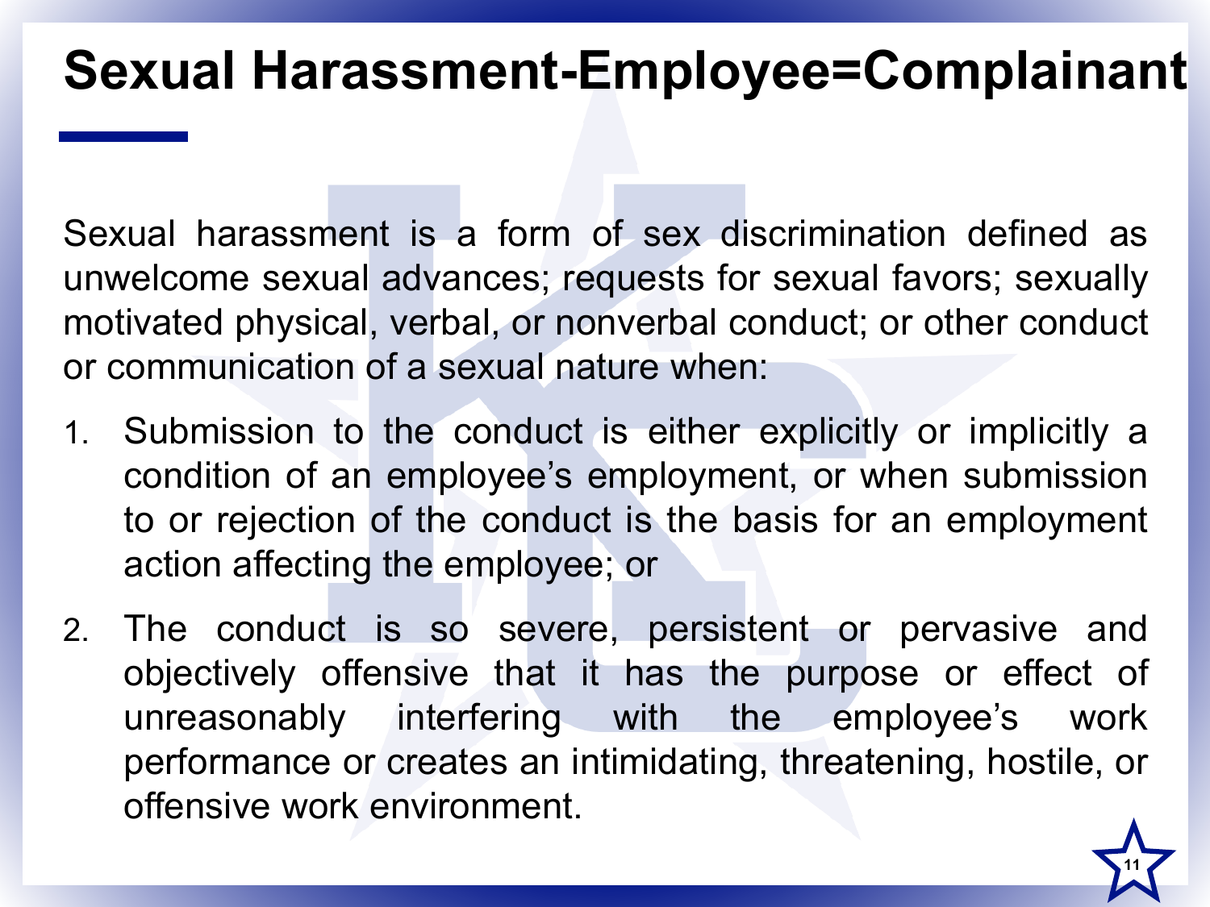# Sexual Harassment-Employee=Complainant

Sexual harassment is a form of sex discrimination defined as unwelcome sexual advances; requests for sexual favors; sexually motivated physical, verbal, or nonverbal conduct; or other conduct or communication of a sexual nature when:

1. Submission to the conduct is either explicitly or implicitly a condition of an employee's employment, or when submission to or rejection of the conduct is the basis for an employment action affecting the employee; or
2. The conduct is so severe, persistent or pervasive and objectively offensive that it has the purpose or effect of unreasonably interfering with the employee's work performance or creates an intimidating, threatening, hostile, or offensive work environment.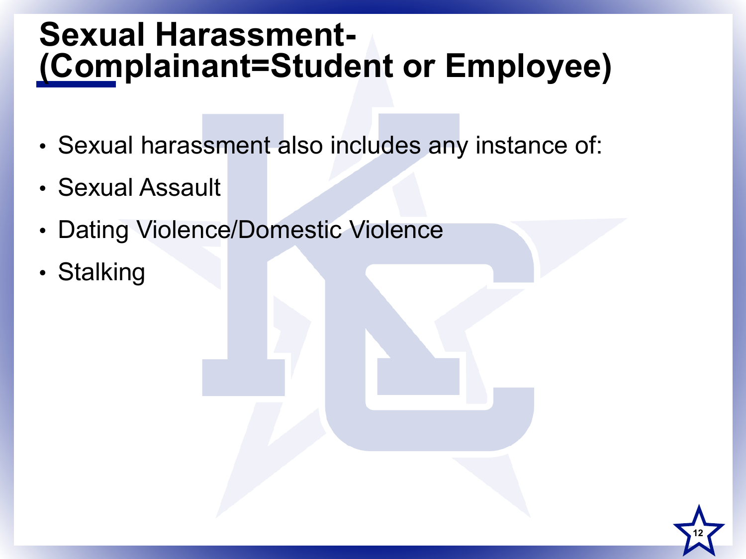# Sexual Harassment-(Complainant=Student or Employee)

- Sexual harassment also includes any instance of:
- Sexual Assault
- Dating Violence/Domestic Violence
- Stalking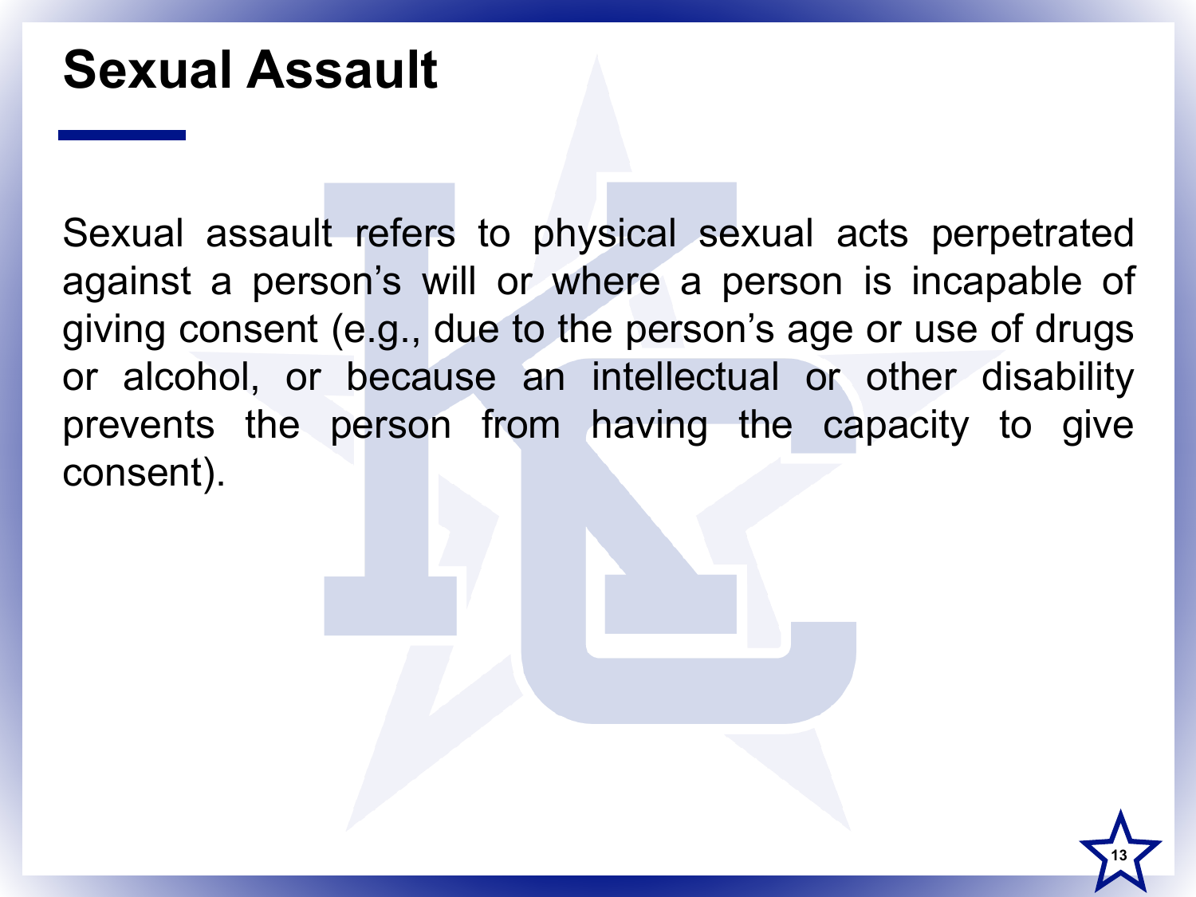# Sexual Assault

Sexual assault refers to physical sexual acts perpetrated against a person's will or where a person is incapable of giving consent (e.g., due to the person's age or use of drugs or alcohol, or because an intellectual or other disability prevents the person from having the capacity to give consent).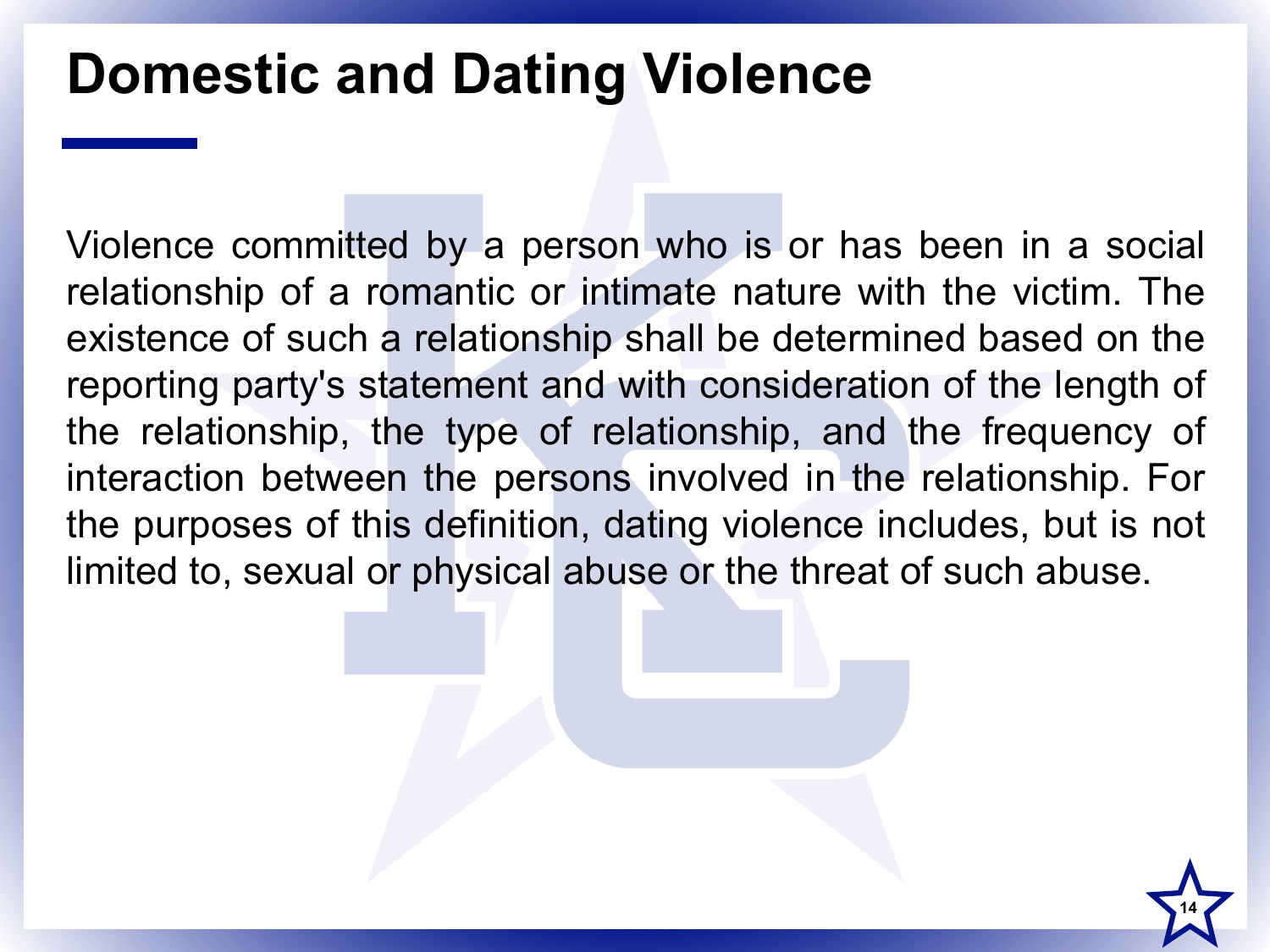# Domestic and Dating Violence

Violence committed by a person who is or has been in a social relationship of a romantic or intimate nature with the victim. The existence of such a relationship shall be determined based on the reporting party's statement and with consideration of the length of the relationship, the type of relationship, and the frequency of interaction between the persons involved in the relationship. For the purposes of this definition, dating violence includes, but is not limited to, sexual or physical abuse or the threat of such abuse.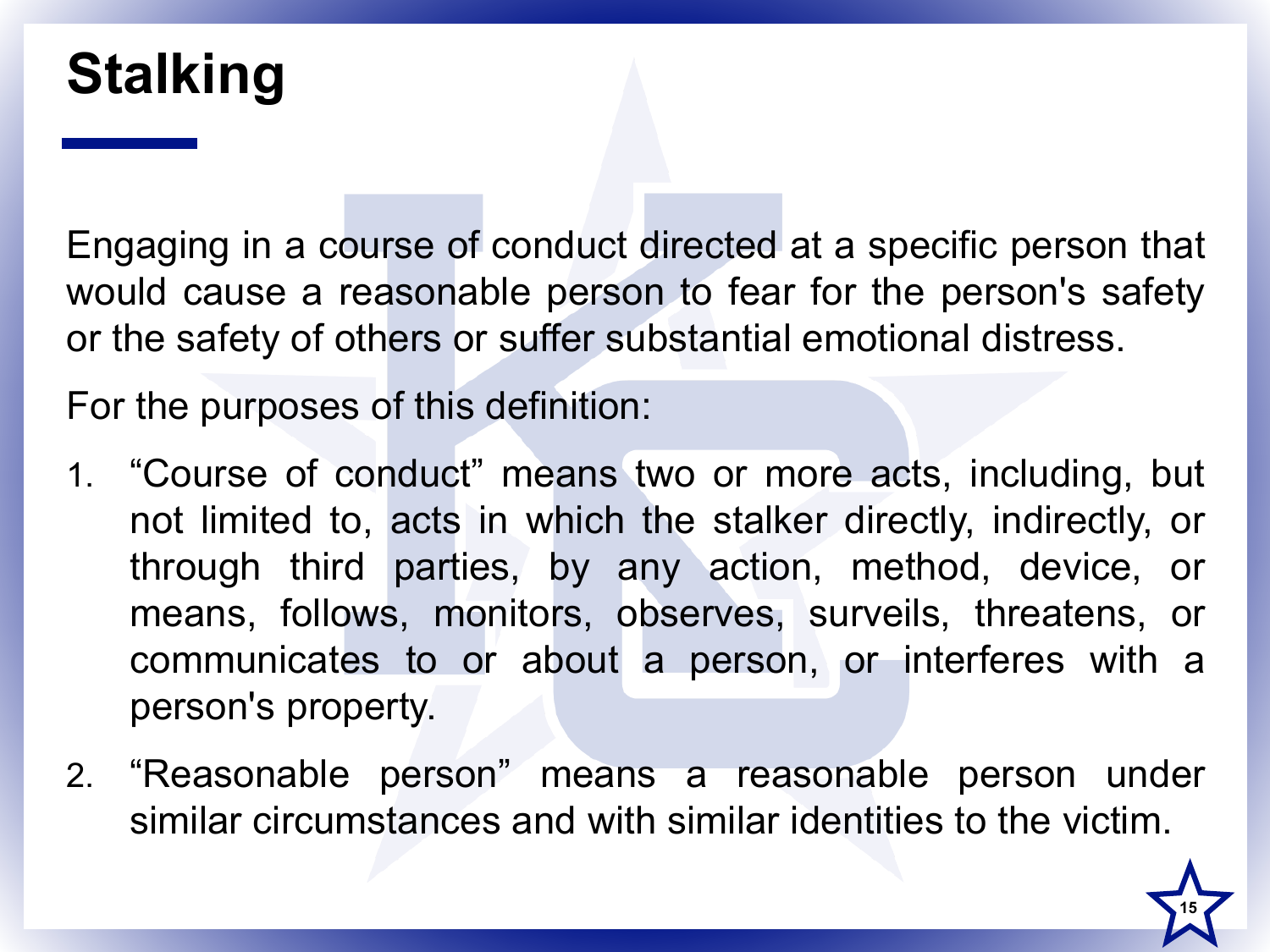# Stalking

Engaging in a course of conduct directed at a specific person that would cause a reasonable person to fear for the person's safety or the safety of others or suffer substantial emotional distress.

For the purposes of this definition:

1. “Course of conduct” means two or more acts, including, but not limited to, acts in which the stalker directly, indirectly, or through third parties, by any action, method, device, or means, follows, monitors, observes, surveils, threatens, or communicates to or about a person, or interferes with a person's property.
2. “Reasonable person” means a reasonable person under similar circumstances and with similar identities to the victim.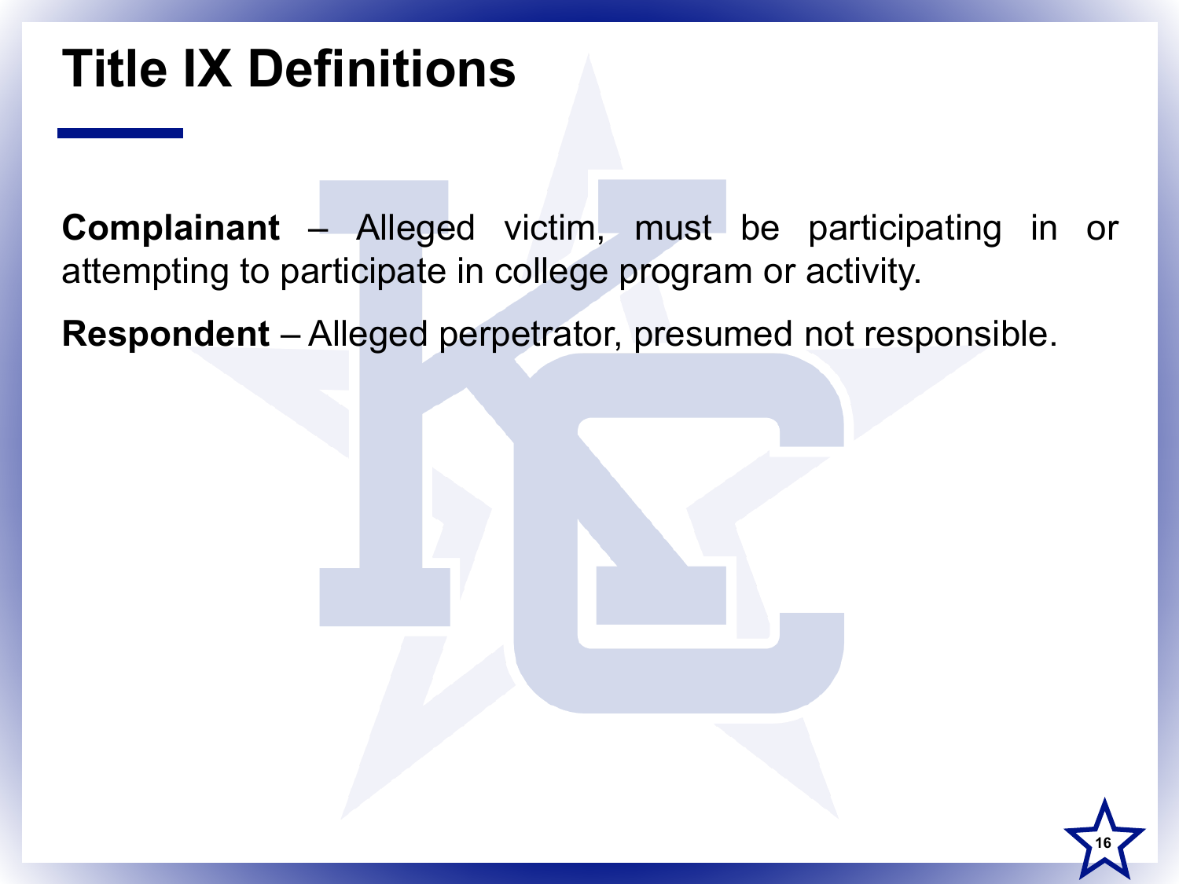# Title IX Definitions

**Complainant** – Alleged victim, must be participating in or attempting to participate in college program or activity.

**Respondent** – Alleged perpetrator, presumed not responsible.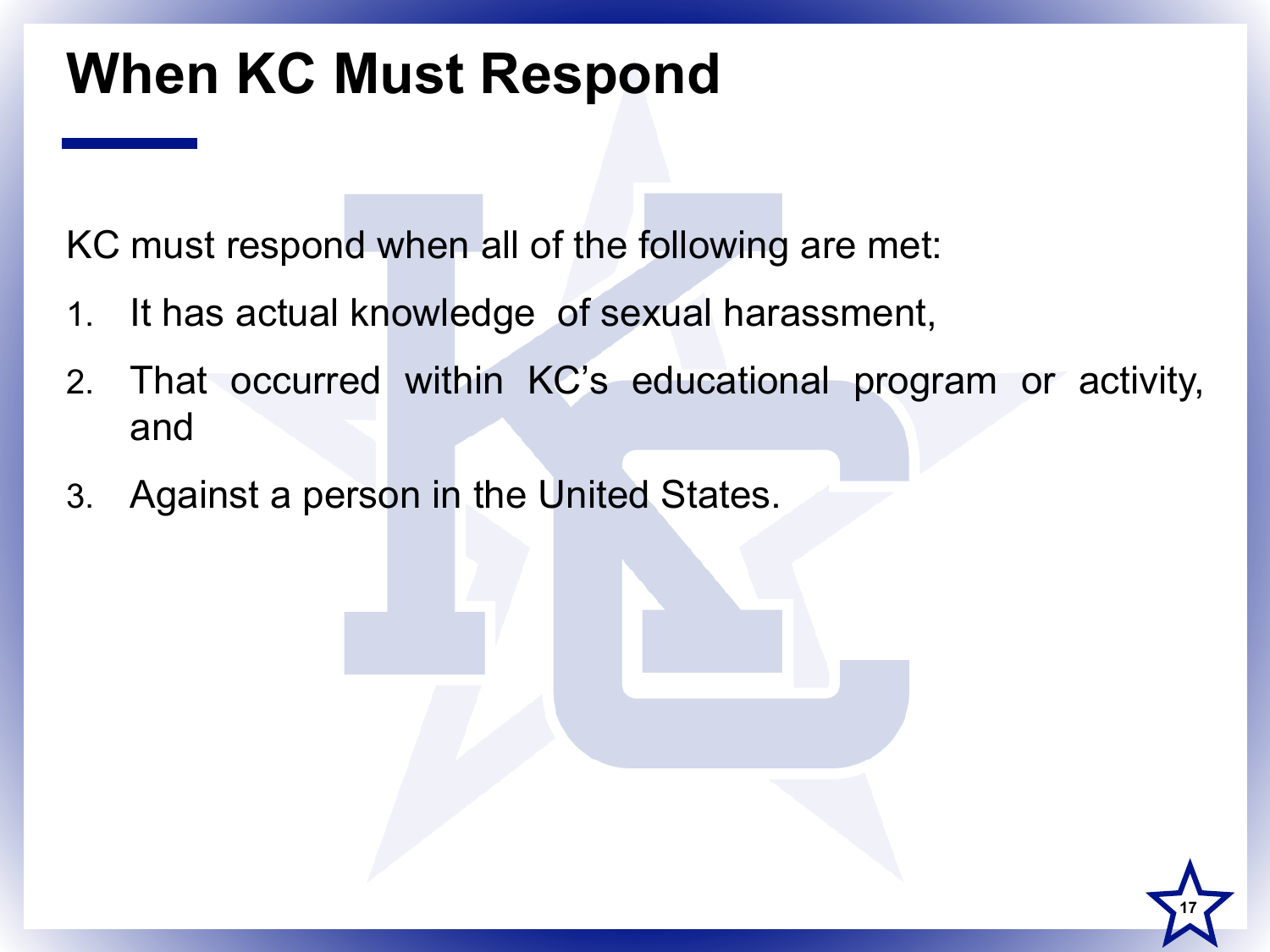# When KC Must Respond

KC must respond when all of the following are met:

1. It has actual knowledge of sexual harassment,
2. That occurred within KC's educational program or activity, and
3. Against a person in the United States.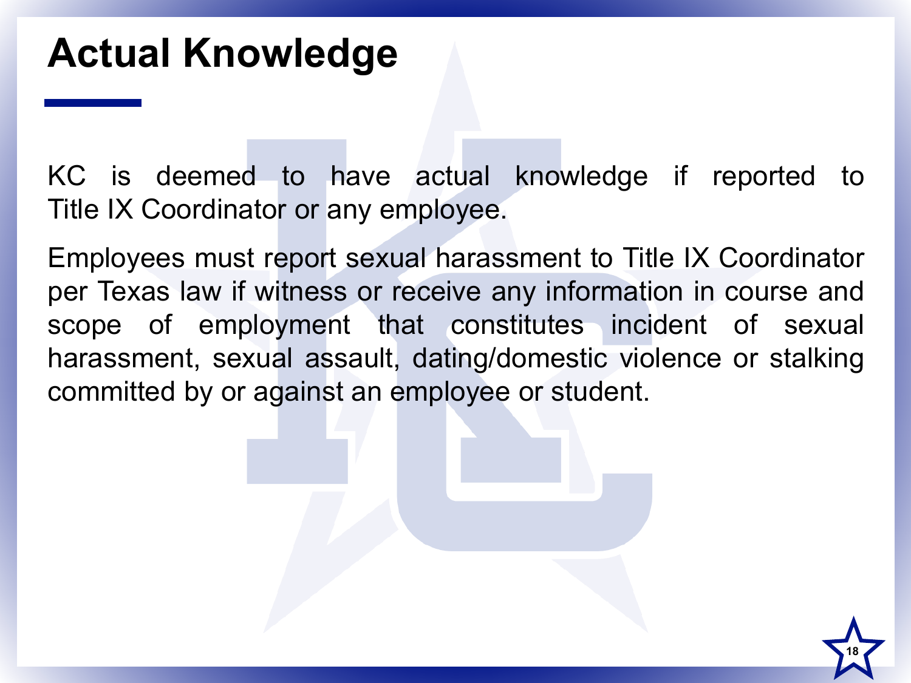# Actual Knowledge

KC is deemed to have actual knowledge if reported to Title IX Coordinator or any employee.

Employees must report sexual harassment to Title IX Coordinator per Texas law if witness or receive any information in course and scope of employment that constitutes incident of sexual harassment, sexual assault, dating/domestic violence or stalking committed by or against an employee or student.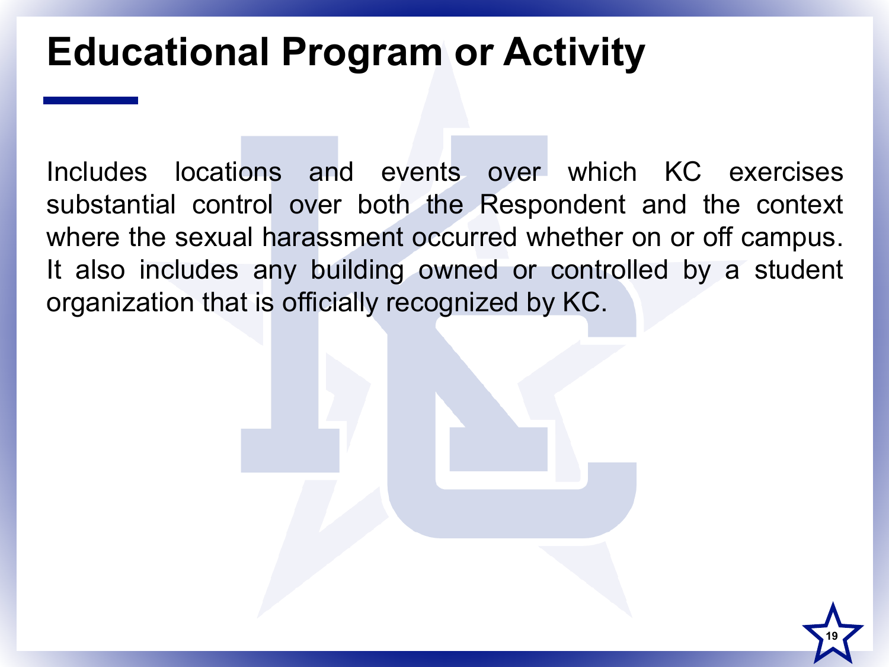# Educational Program or Activity

Includes locations and events over which KC exercises substantial control over both the Respondent and the context where the sexual harassment occurred whether on or off campus. It also includes any building owned or controlled by a student organization that is officially recognized by KC.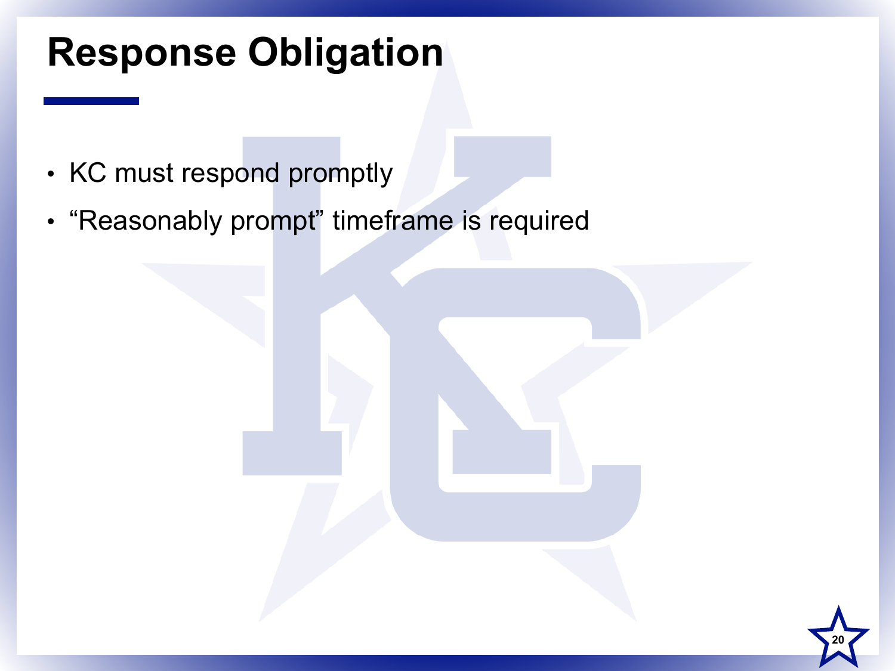# Response Obligation

- KC must respond promptly
- “Reasonably prompt” timeframe is required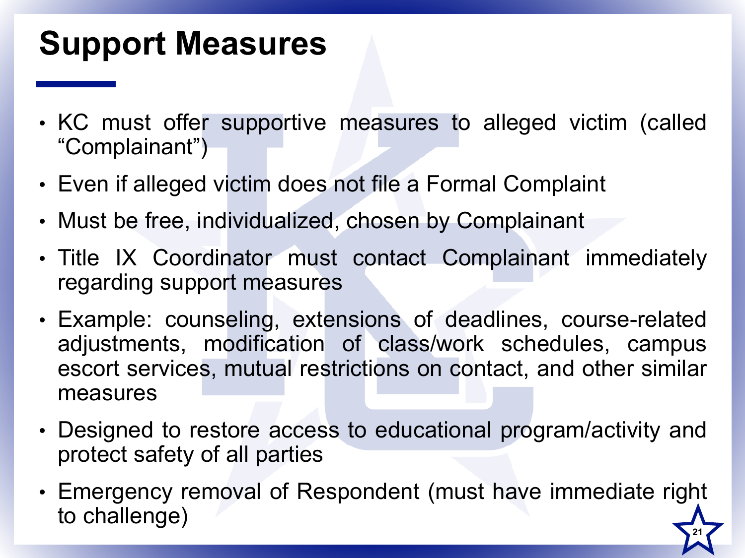# Support Measures

- KC must offer supportive measures to alleged victim (called "Complainant")
- Even if alleged victim does not file a Formal Complaint
- Must be free, individualized, chosen by Complainant
- Title IX Coordinator must contact Complainant immediately regarding support measures
- Example: counseling, extensions of deadlines, course-related adjustments, modification of class/work schedules, campus escort services, mutual restrictions on contact, and other similar measures
- Designed to restore access to educational program/activity and protect safety of all parties
- Emergency removal of Respondent (must have immediate right to challenge)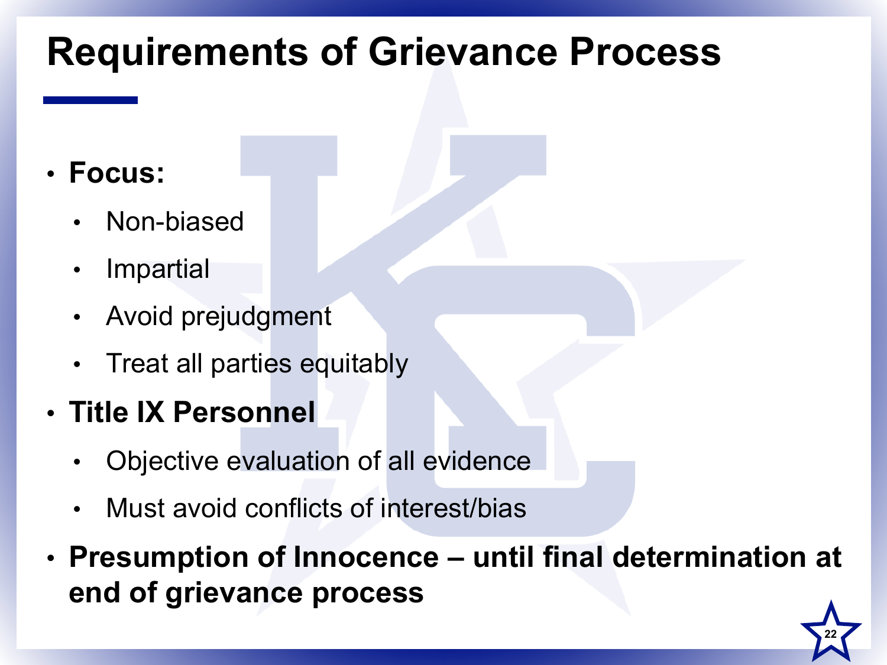# Requirements of Grievance Process

- **Focus:**
  - Non-biased
  - Impartial
  - Avoid prejudgment
  - Treat all parties equitably
- **Title IX Personnel**
  - Objective evaluation of all evidence
  - Must avoid conflicts of interest/bias
- **Presumption of Innocence – until final determination at end of grievance process**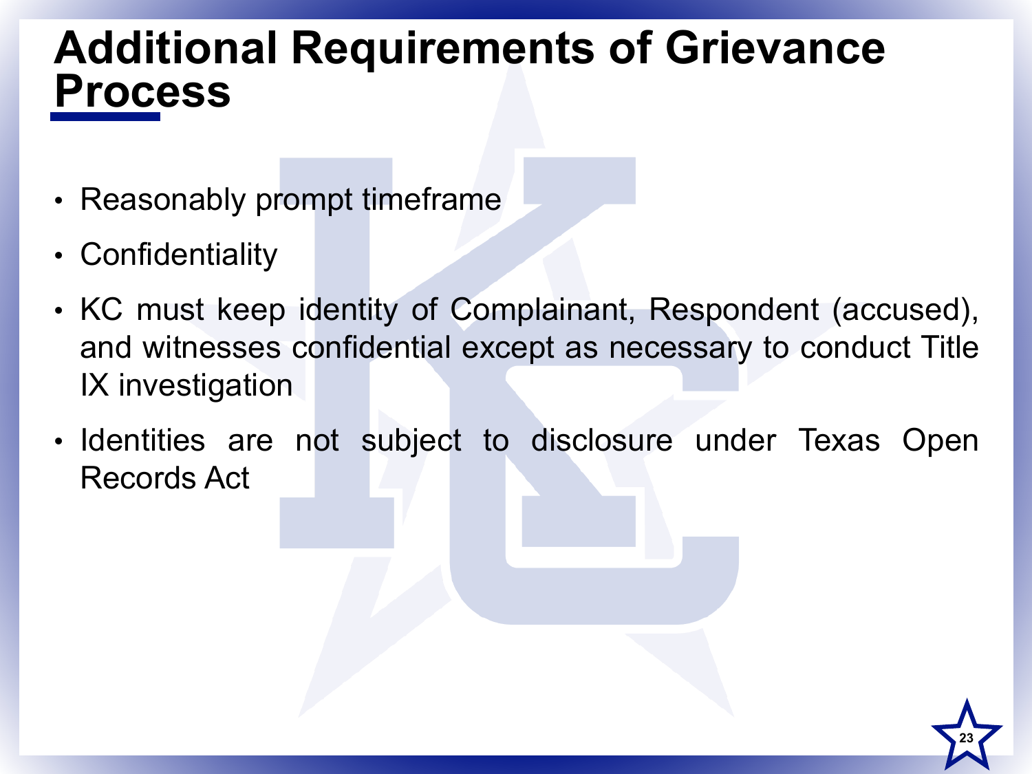# Additional Requirements of Grievance Process

- Reasonably prompt timeframe
- Confidentiality
- KC must keep identity of Complainant, Respondent (accused), and witnesses confidential except as necessary to conduct Title IX investigation
- Identities are not subject to disclosure under Texas Open Records Act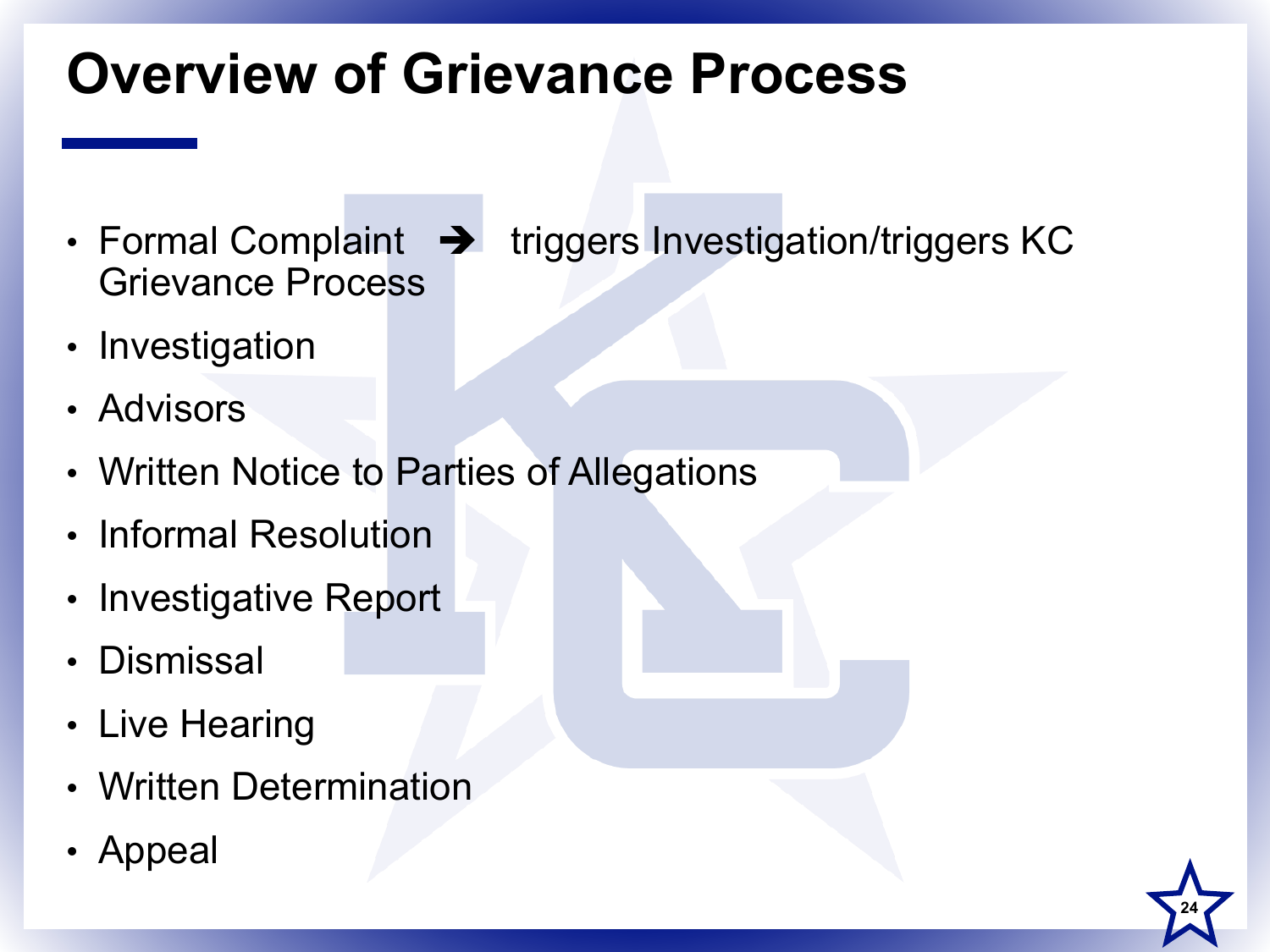# Overview of Grievance Process

- Formal Complaint ➔ triggers Investigation/triggers KC Grievance Process
- Investigation
- Advisors
- Written Notice to Parties of Allegations
- Informal Resolution
- Investigative Report
- Dismissal
- Live Hearing
- Written Determination
- Appeal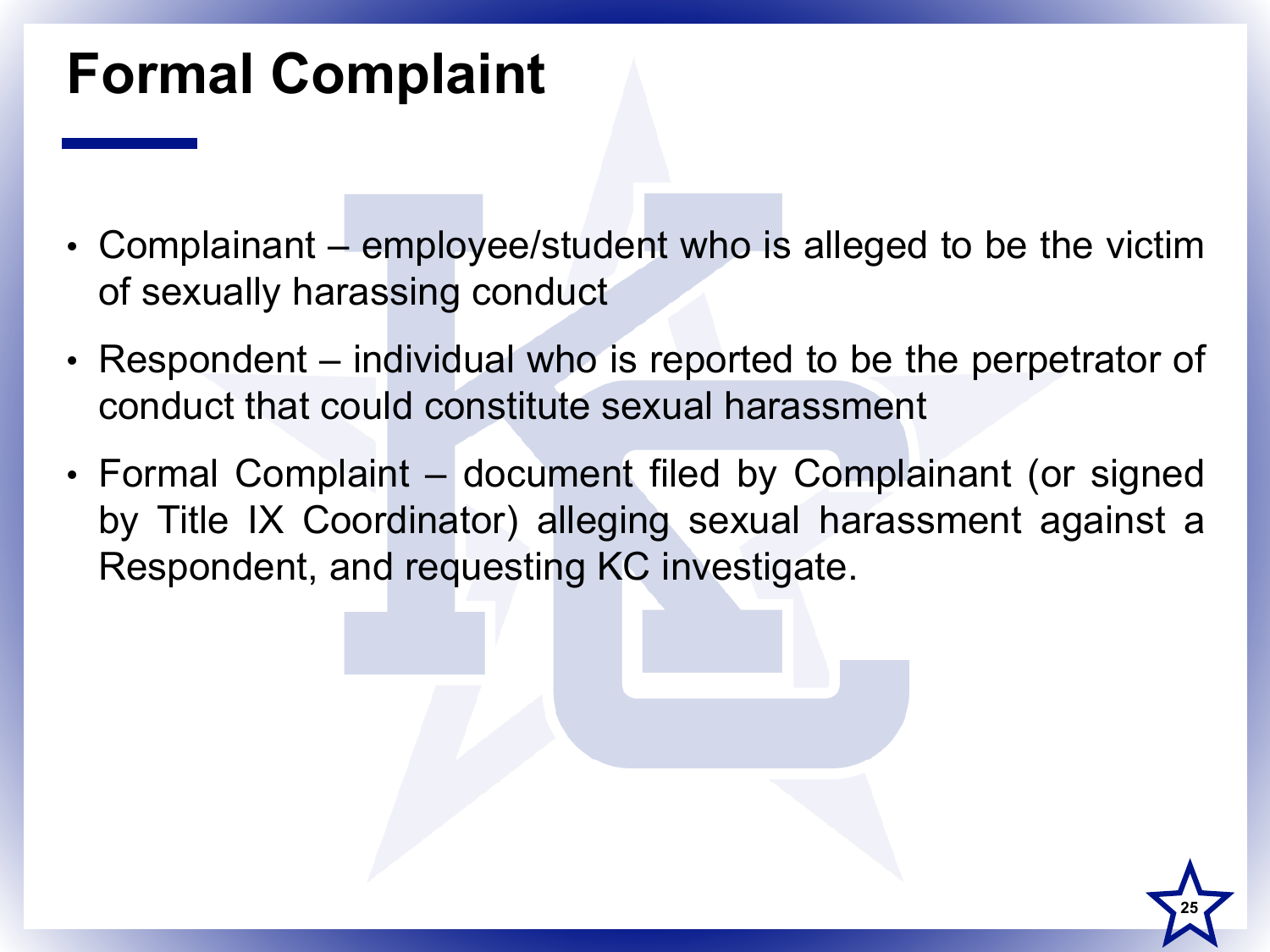# Formal Complaint

- Complainant – employee/student who is alleged to be the victim of sexually harassing conduct
- Respondent – individual who is reported to be the perpetrator of conduct that could constitute sexual harassment
- Formal Complaint – document filed by Complainant (or signed by Title IX Coordinator) alleging sexual harassment against a Respondent, and requesting KC investigate.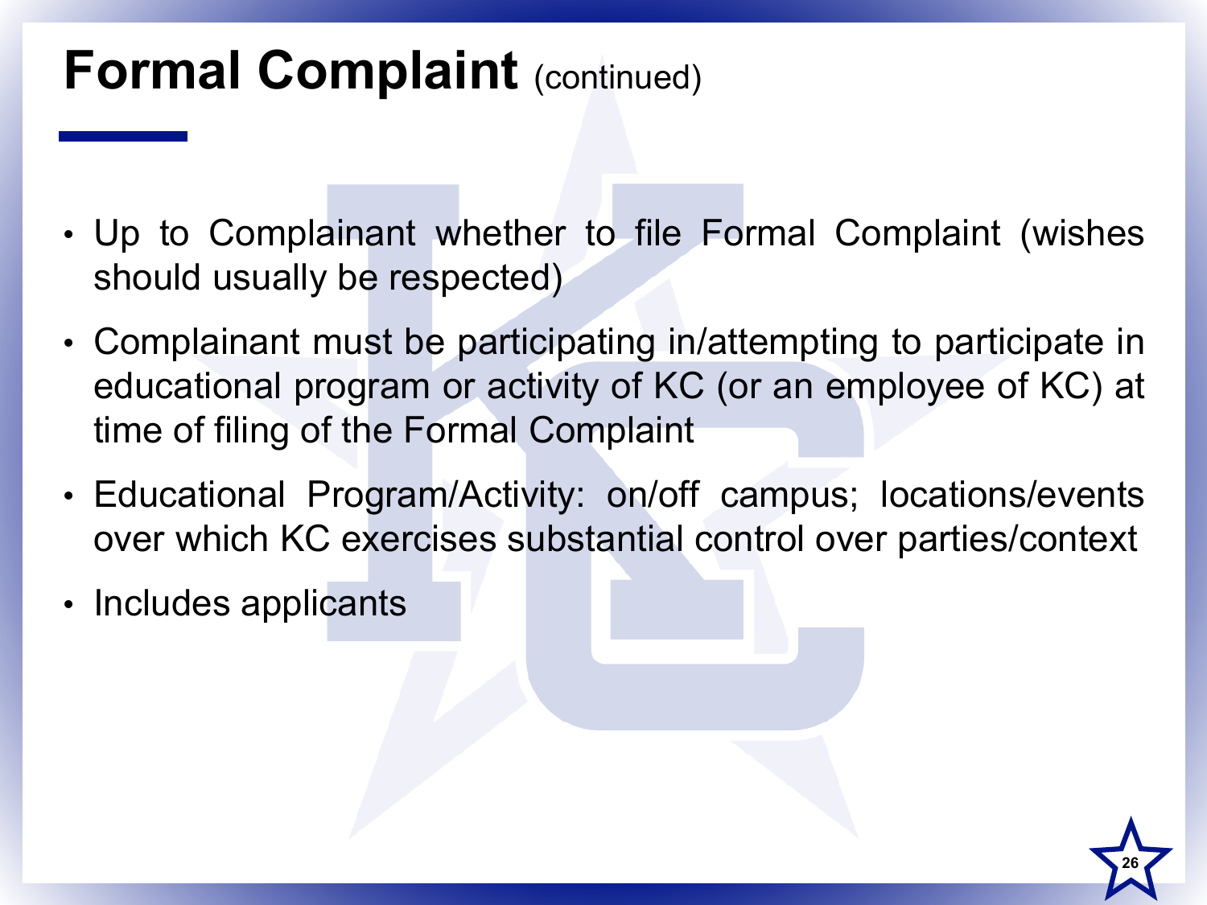# Formal Complaint (continued)

- Up to Complainant whether to file Formal Complaint (wishes should usually be respected)
- Complainant must be participating in/attempting to participate in educational program or activity of KC (or an employee of KC) at time of filing of the Formal Complaint
- Educational Program/Activity: on/off campus; locations/events over which KC exercises substantial control over parties/context
- Includes applicants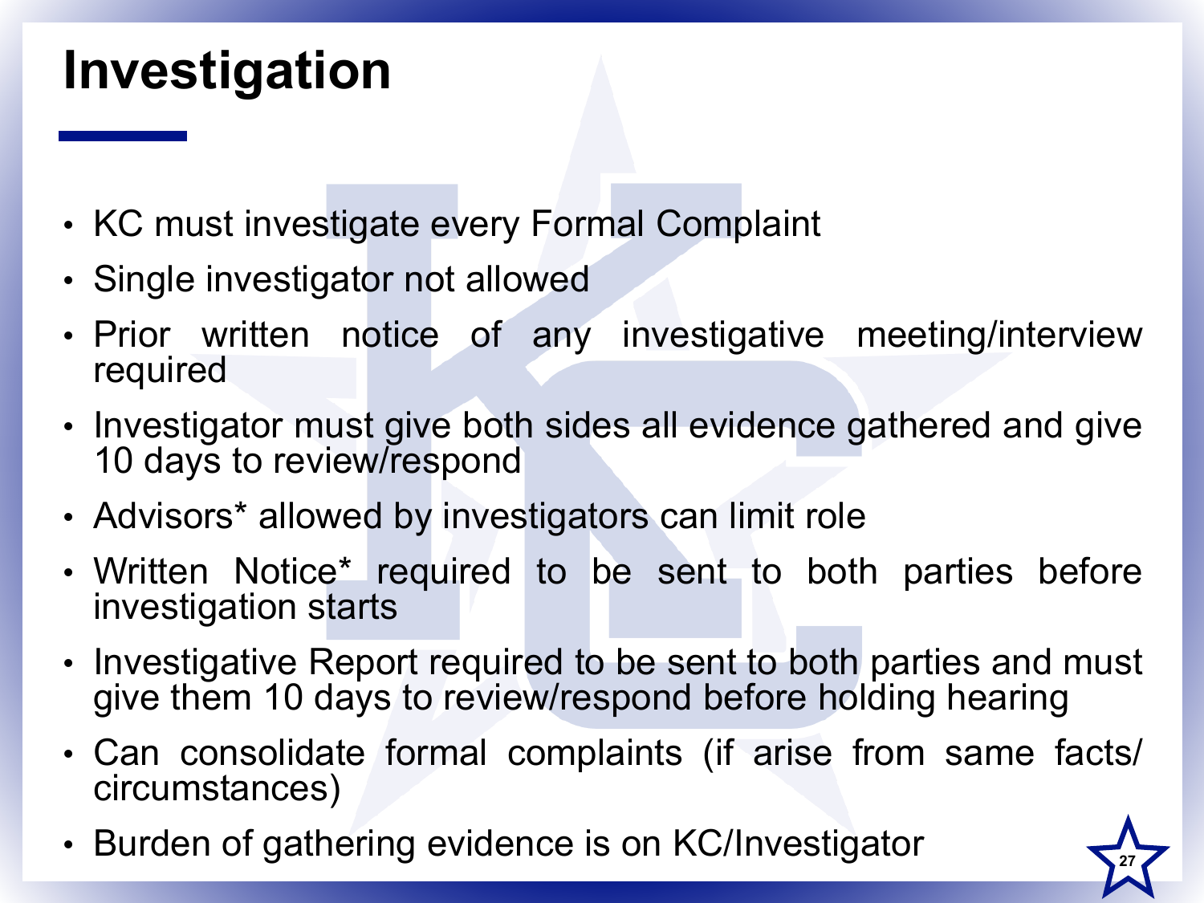# Investigation

- KC must investigate every Formal Complaint
- Single investigator not allowed
- Prior written notice of any investigative meeting/interview required
- Investigator must give both sides all evidence gathered and give 10 days to review/respond
- Advisors* allowed by investigators can limit role
- Written Notice* required to be sent to both parties before investigation starts
- Investigative Report required to be sent to both parties and must give them 10 days to review/respond before holding hearing
- Can consolidate formal complaints (if arise from same facts/ circumstances)
- Burden of gathering evidence is on KC/Investigator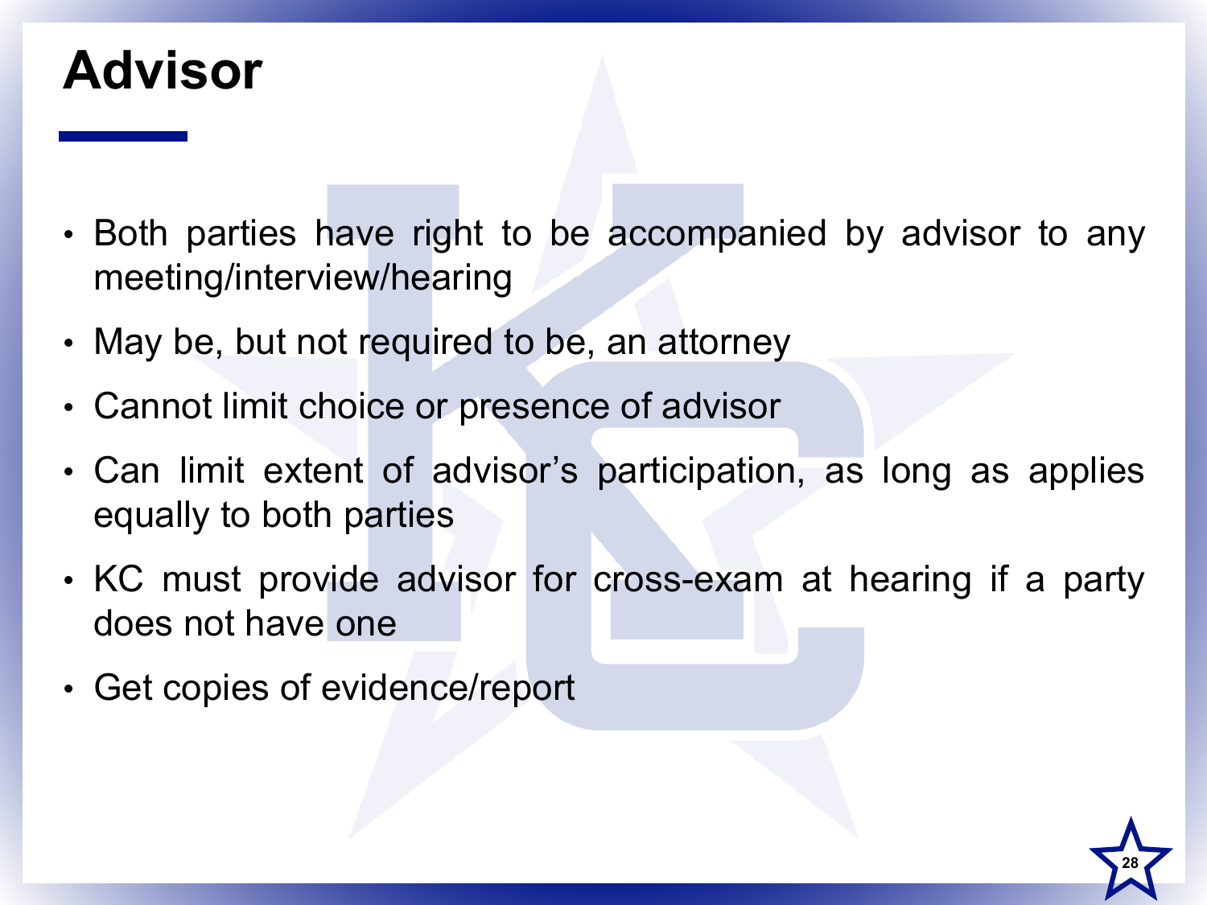# Advisor

- Both parties have right to be accompanied by advisor to any meeting/interview/hearing
- May be, but not required to be, an attorney
- Cannot limit choice or presence of advisor
- Can limit extent of advisor's participation, as long as applies equally to both parties
- KC must provide advisor for cross-exam at hearing if a party does not have one
- Get copies of evidence/report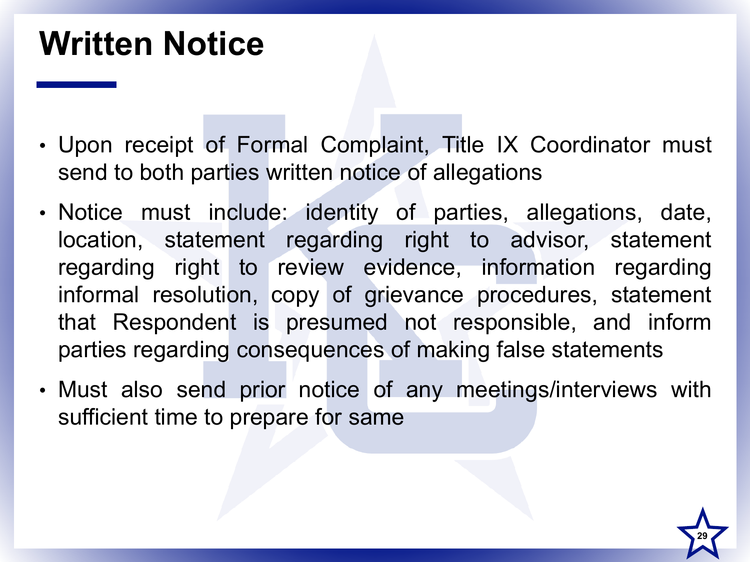# Written Notice

- Upon receipt of Formal Complaint, Title IX Coordinator must send to both parties written notice of allegations
- Notice must include: identity of parties, allegations, date, location, statement regarding right to advisor, statement regarding right to review evidence, information regarding informal resolution, copy of grievance procedures, statement that Respondent is presumed not responsible, and inform parties regarding consequences of making false statements
- Must also send prior notice of any meetings/interviews with sufficient time to prepare for same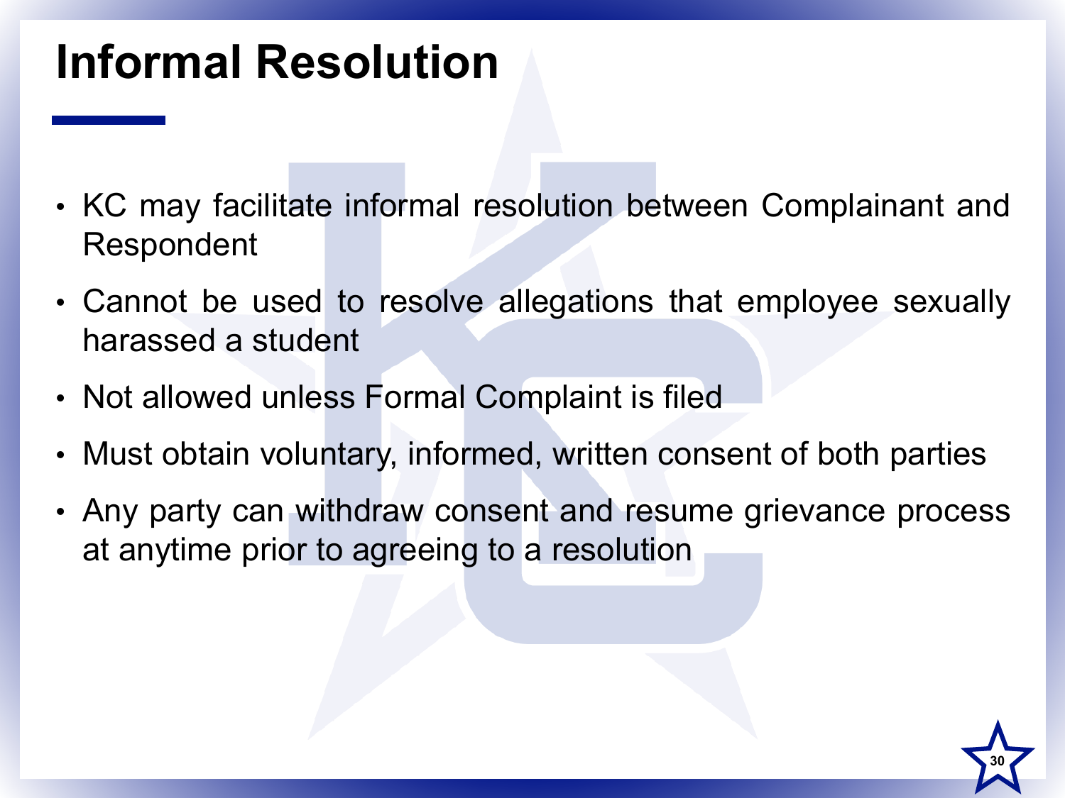# Informal Resolution

- KC may facilitate informal resolution between Complainant and Respondent
- Cannot be used to resolve allegations that employee sexually harassed a student
- Not allowed unless Formal Complaint is filed
- Must obtain voluntary, informed, written consent of both parties
- Any party can withdraw consent and resume grievance process at anytime prior to agreeing to a resolution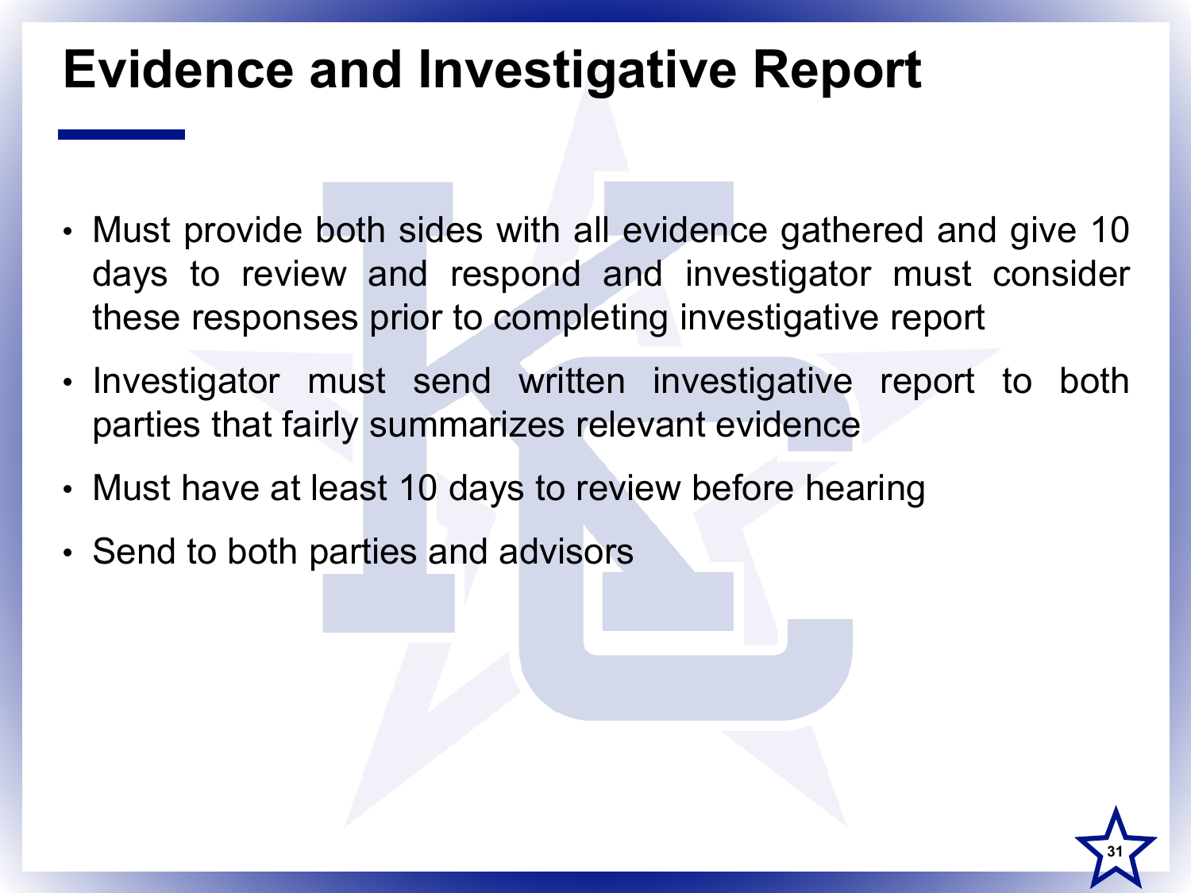# Evidence and Investigative Report

- Must provide both sides with all evidence gathered and give 10 days to review and respond and investigator must consider these responses prior to completing investigative report
- Investigator must send written investigative report to both parties that fairly summarizes relevant evidence
- Must have at least 10 days to review before hearing
- Send to both parties and advisors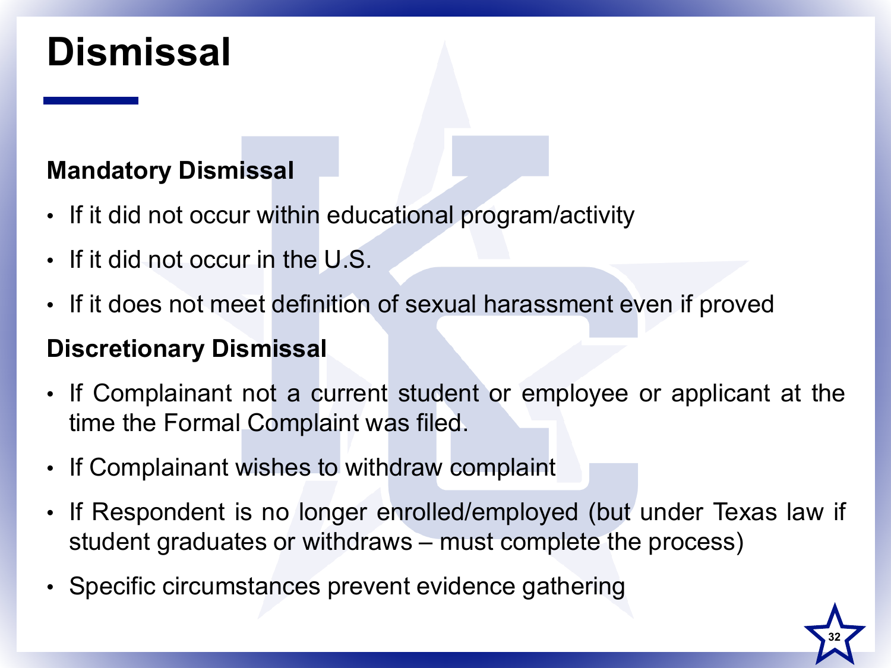# Dismissal

### Mandatory Dismissal

- If it did not occur within educational program/activity
- If it did not occur in the U.S.
- If it does not meet definition of sexual harassment even if proved

### Discretionary Dismissal

- If Complainant not a current student or employee or applicant at the time the Formal Complaint was filed.
- If Complainant wishes to withdraw complaint
- If Respondent is no longer enrolled/employed (but under Texas law if student graduates or withdraws – must complete the process)
- Specific circumstances prevent evidence gathering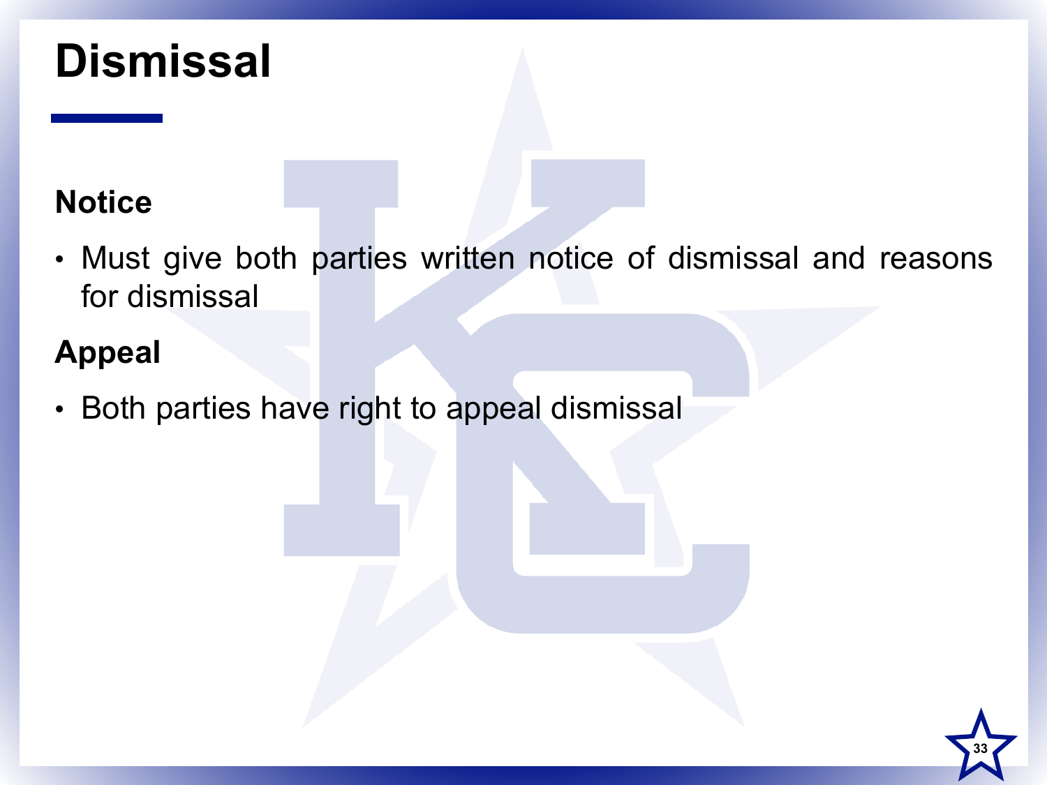# Dismissal

## Notice

- Must give both parties written notice of dismissal and reasons for dismissal

## Appeal

- Both parties have right to appeal dismissal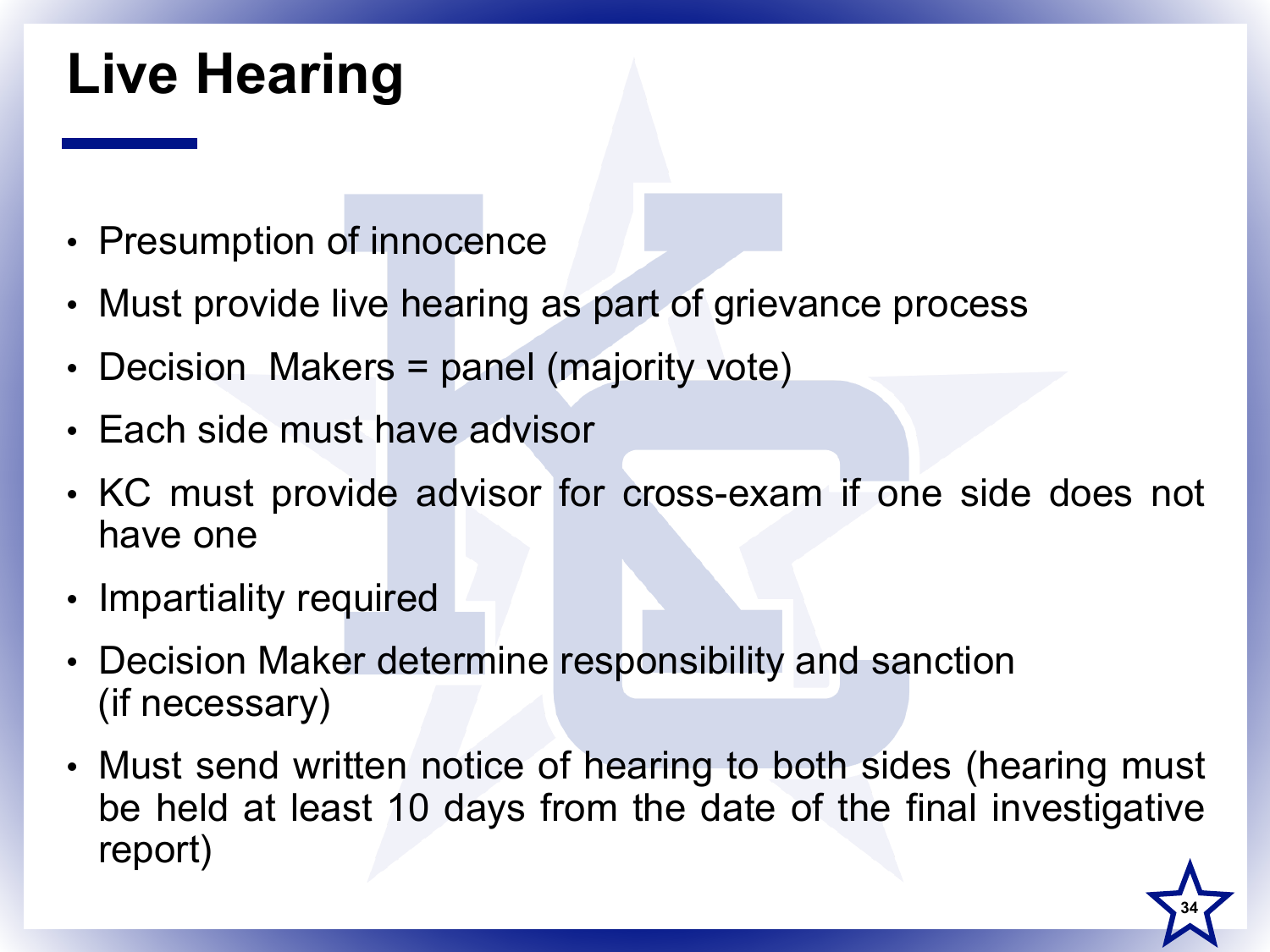# Live Hearing

- Presumption of innocence
- Must provide live hearing as part of grievance process
- Decision  Makers = panel (majority vote)
- Each side must have advisor
- KC must provide advisor for cross-exam if one side does not have one
- Impartiality required
- Decision Maker determine responsibility and sanction (if necessary)
- Must send written notice of hearing to both sides (hearing must be held at least 10 days from the date of the final investigative report)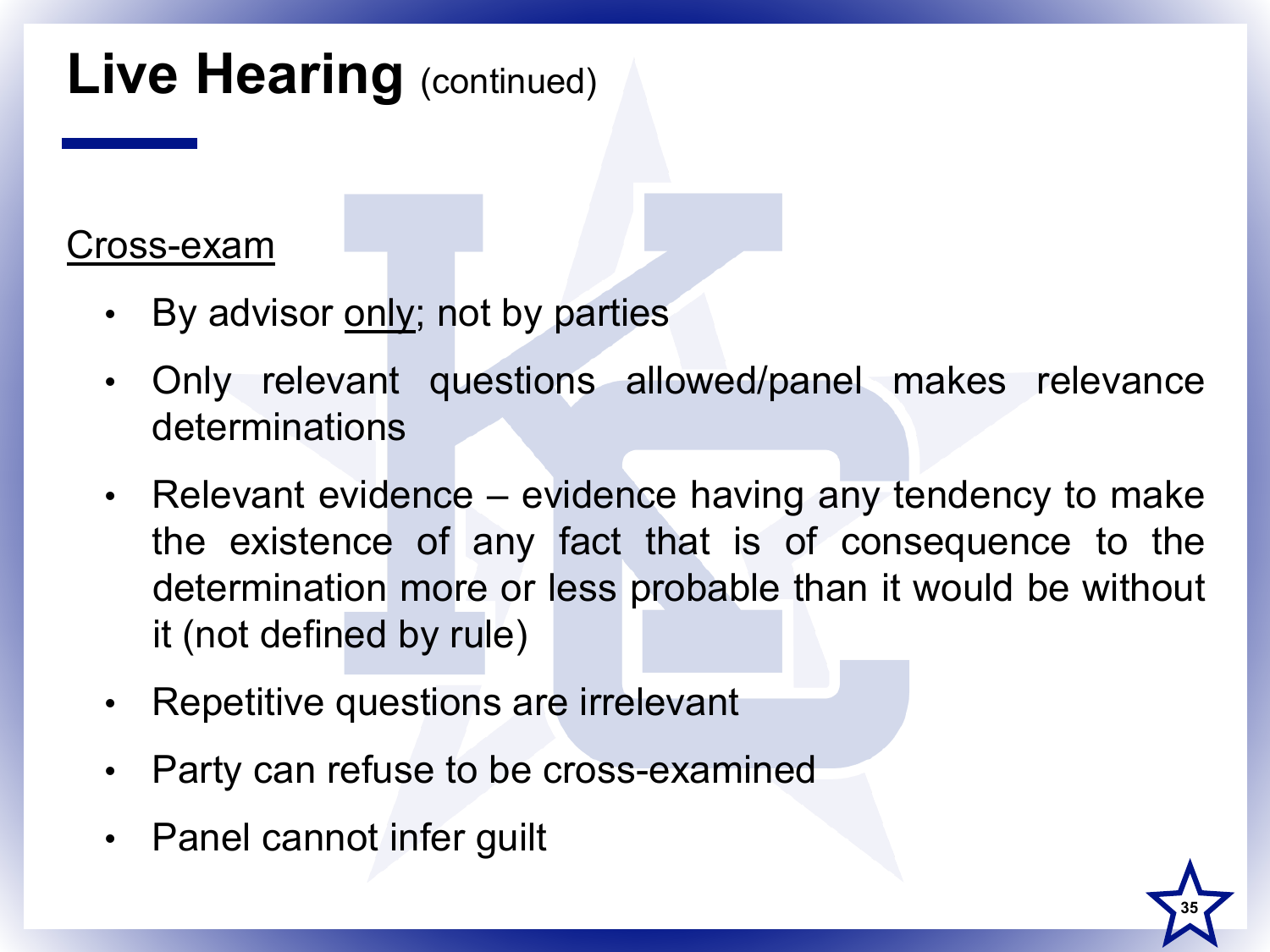# Live Hearing (continued)

<u>Cross-exam</u>

- By advisor <u>only</u>; not by parties
- Only relevant questions allowed/panel makes relevance determinations
- Relevant evidence – evidence having any tendency to make the existence of any fact that is of consequence to the determination more or less probable than it would be without it (not defined by rule)
- Repetitive questions are irrelevant
- Party can refuse to be cross-examined
- Panel cannot infer guilt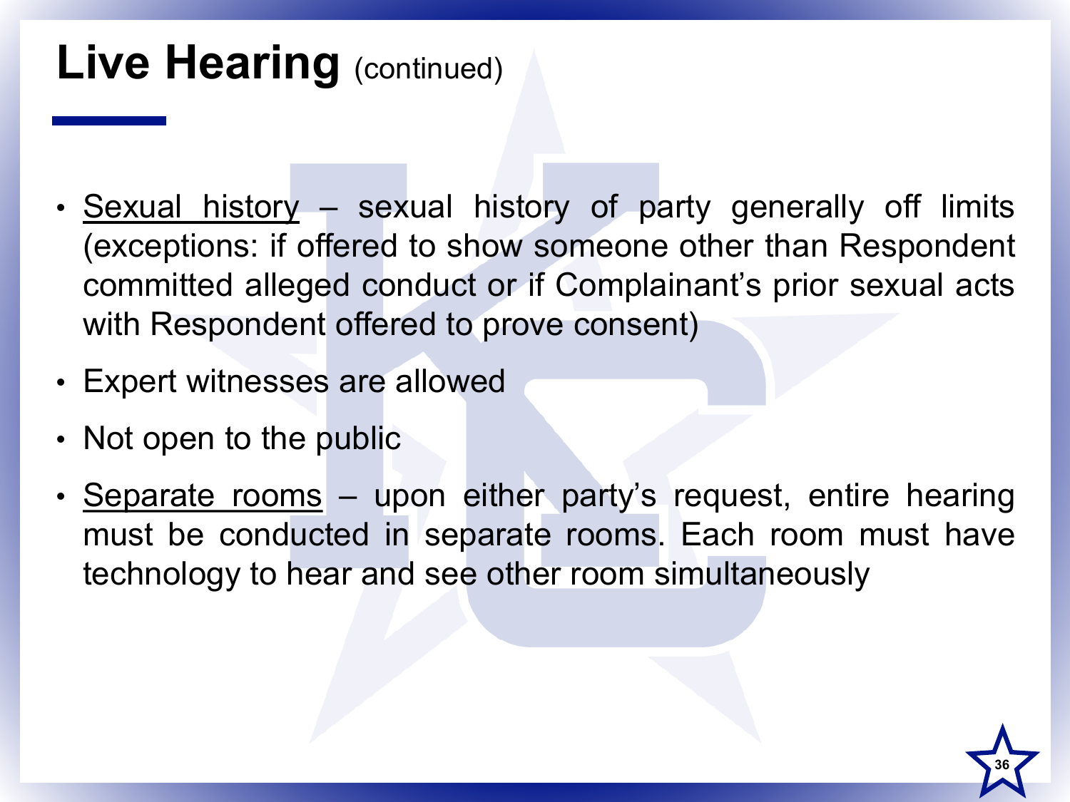# Live Hearing (continued)

- <u>Sexual history</u> – sexual history of party generally off limits (exceptions: if offered to show someone other than Respondent committed alleged conduct or if Complainant's prior sexual acts with Respondent offered to prove consent)
- Expert witnesses are allowed
- Not open to the public
- <u>Separate rooms</u> – upon either party's request, entire hearing must be conducted in separate rooms. Each room must have technology to hear and see other room simultaneously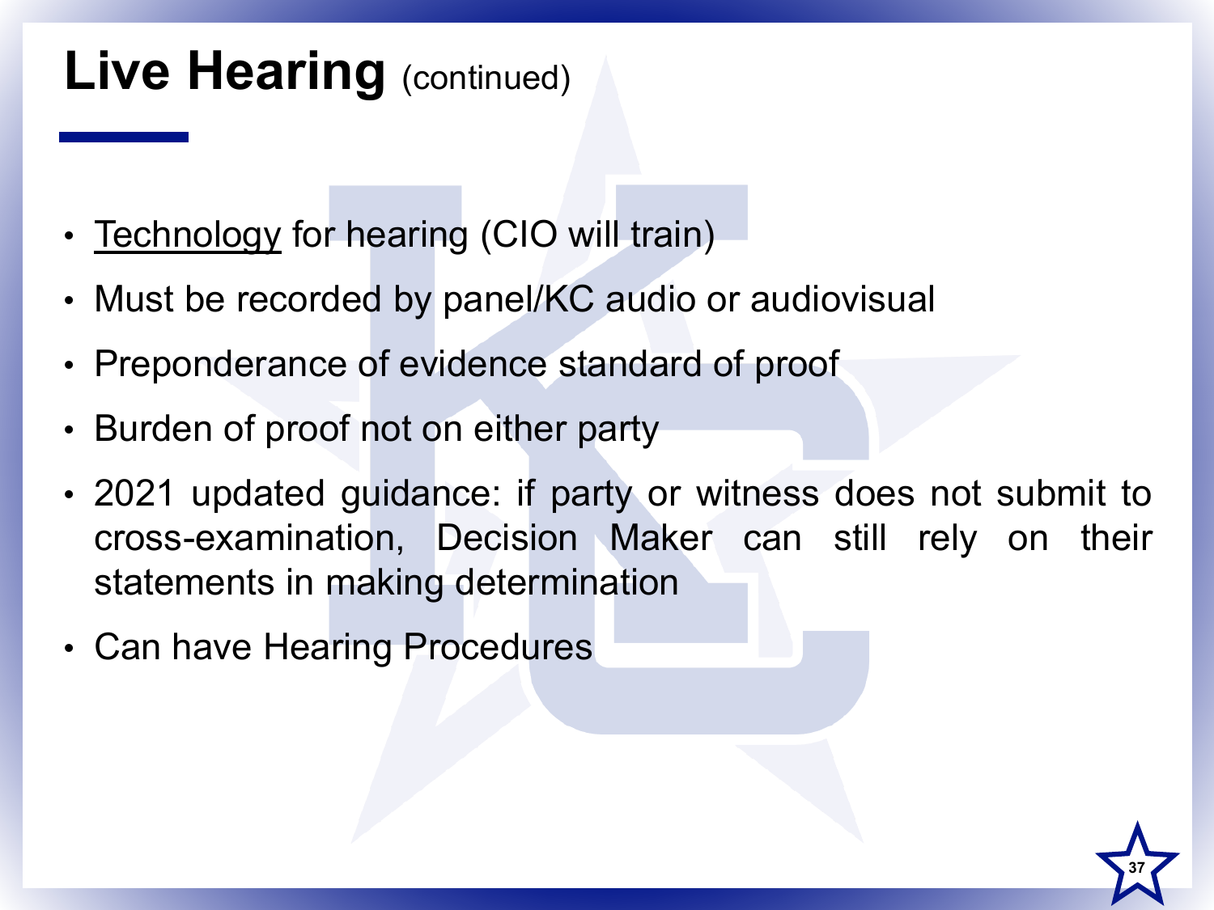# Live Hearing (continued)

- <u>Technology</u> for hearing (CIO will train)
- Must be recorded by panel/KC audio or audiovisual
- Preponderance of evidence standard of proof
- Burden of proof not on either party
- 2021 updated guidance: if party or witness does not submit to cross-examination, Decision Maker can still rely on their statements in making determination
- Can have Hearing Procedures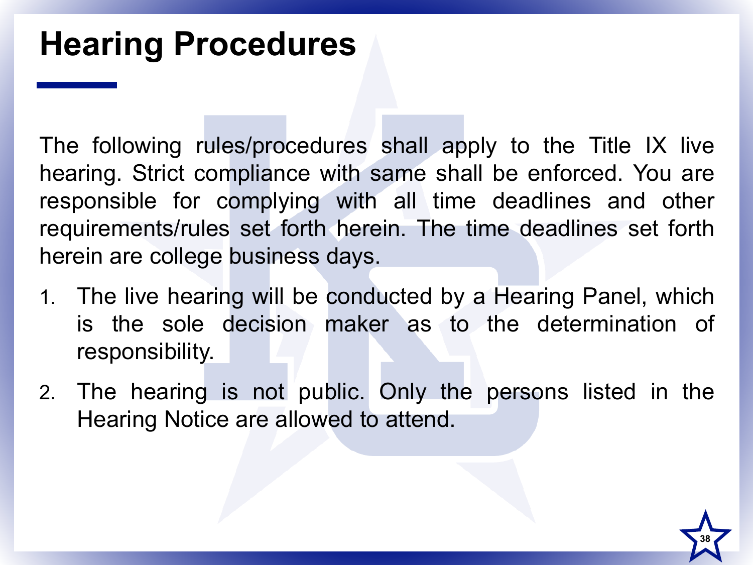# Hearing Procedures

The following rules/procedures shall apply to the Title IX live hearing. Strict compliance with same shall be enforced. You are responsible for complying with all time deadlines and other requirements/rules set forth herein. The time deadlines set forth herein are college business days.

1. The live hearing will be conducted by a Hearing Panel, which is the sole decision maker as to the determination of responsibility.
2. The hearing is not public. Only the persons listed in the Hearing Notice are allowed to attend.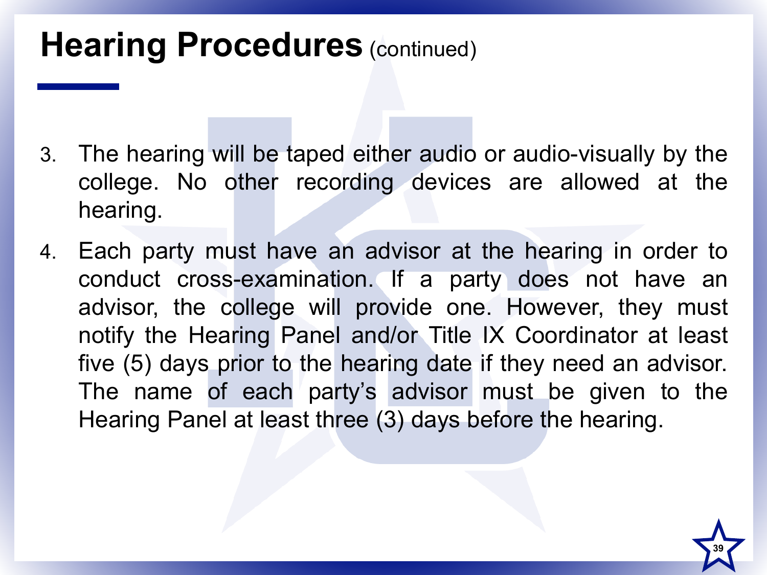# Hearing Procedures (continued)

3. The hearing will be taped either audio or audio-visually by the college. No other recording devices are allowed at the hearing.
4. Each party must have an advisor at the hearing in order to conduct cross-examination. If a party does not have an advisor, the college will provide one. However, they must notify the Hearing Panel and/or Title IX Coordinator at least five (5) days prior to the hearing date if they need an advisor. The name of each party's advisor must be given to the Hearing Panel at least three (3) days before the hearing.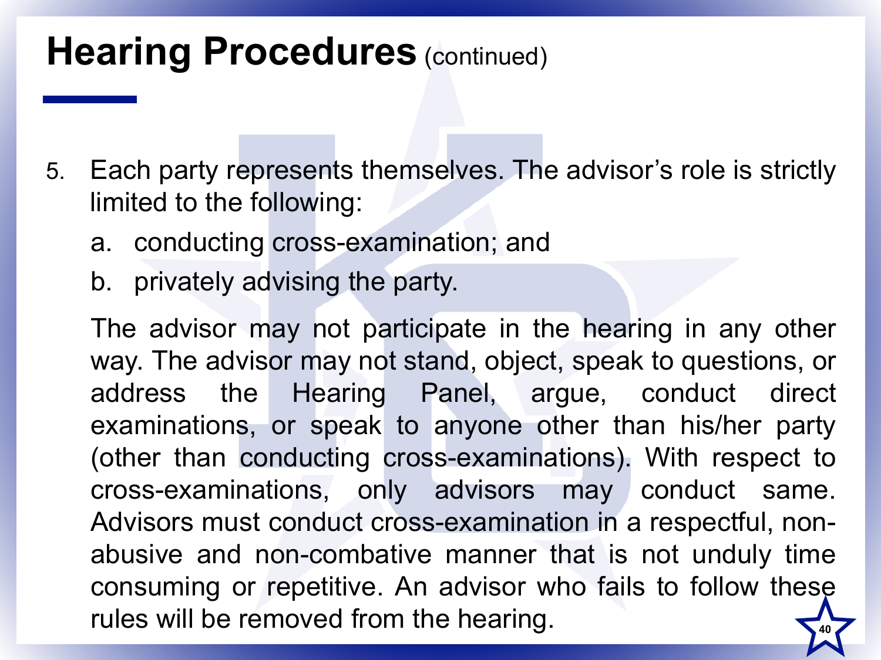# Hearing Procedures (continued)

5. Each party represents themselves. The advisor's role is strictly limited to the following:

   a. conducting cross-examination; and

   b. privately advising the party.

   The advisor may not participate in the hearing in any other way. The advisor may not stand, object, speak to questions, or address the Hearing Panel, argue, conduct direct examinations, or speak to anyone other than his/her party (other than conducting cross-examinations). With respect to cross-examinations, only advisors may conduct same. Advisors must conduct cross-examination in a respectful, non-abusive and non-combative manner that is not unduly time consuming or repetitive. An advisor who fails to follow these rules will be removed from the hearing.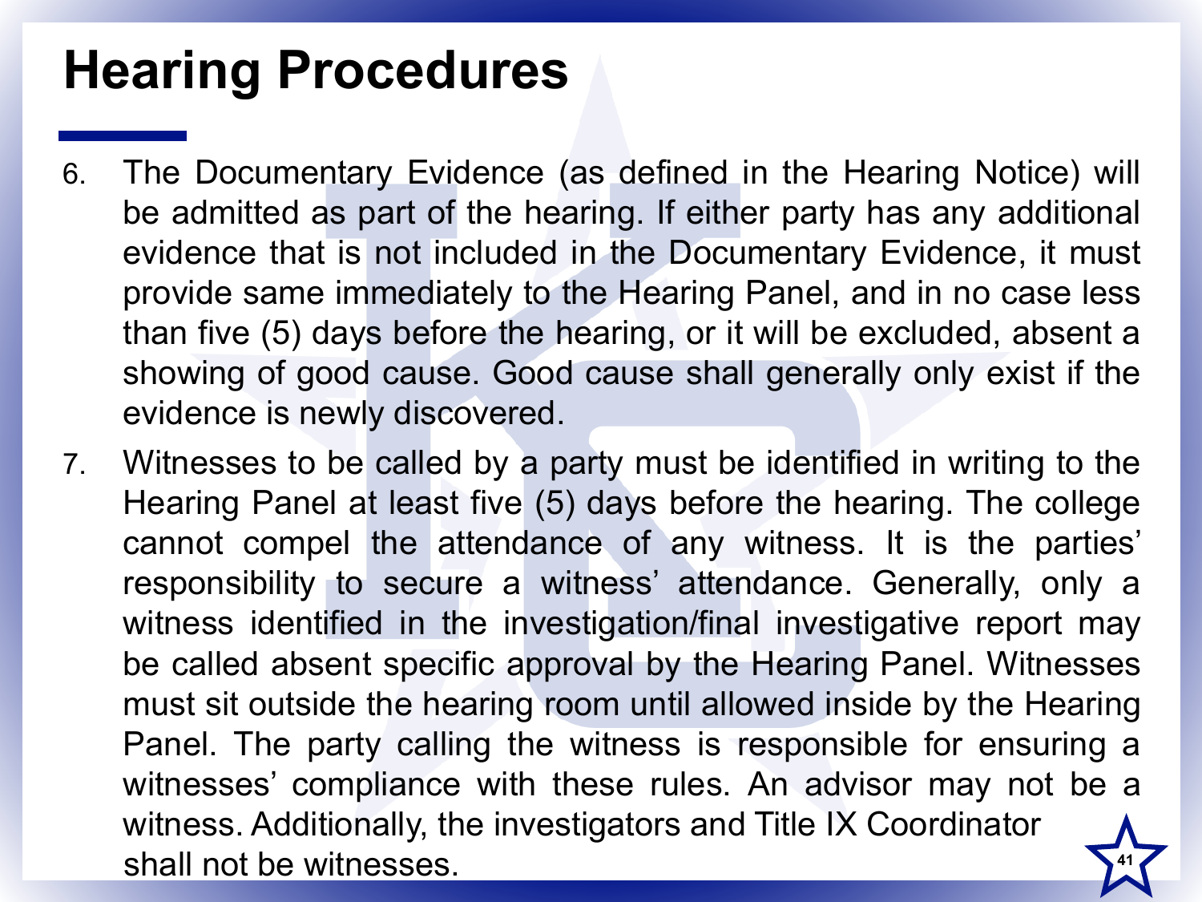# Hearing Procedures

6. The Documentary Evidence (as defined in the Hearing Notice) will be admitted as part of the hearing. If either party has any additional evidence that is not included in the Documentary Evidence, it must provide same immediately to the Hearing Panel, and in no case less than five (5) days before the hearing, or it will be excluded, absent a showing of good cause. Good cause shall generally only exist if the evidence is newly discovered.
7. Witnesses to be called by a party must be identified in writing to the Hearing Panel at least five (5) days before the hearing. The college cannot compel the attendance of any witness. It is the parties' responsibility to secure a witness' attendance. Generally, only a witness identified in the investigation/final investigative report may be called absent specific approval by the Hearing Panel. Witnesses must sit outside the hearing room until allowed inside by the Hearing Panel. The party calling the witness is responsible for ensuring a witnesses' compliance with these rules. An advisor may not be a witness. Additionally, the investigators and Title IX Coordinator shall not be witnesses.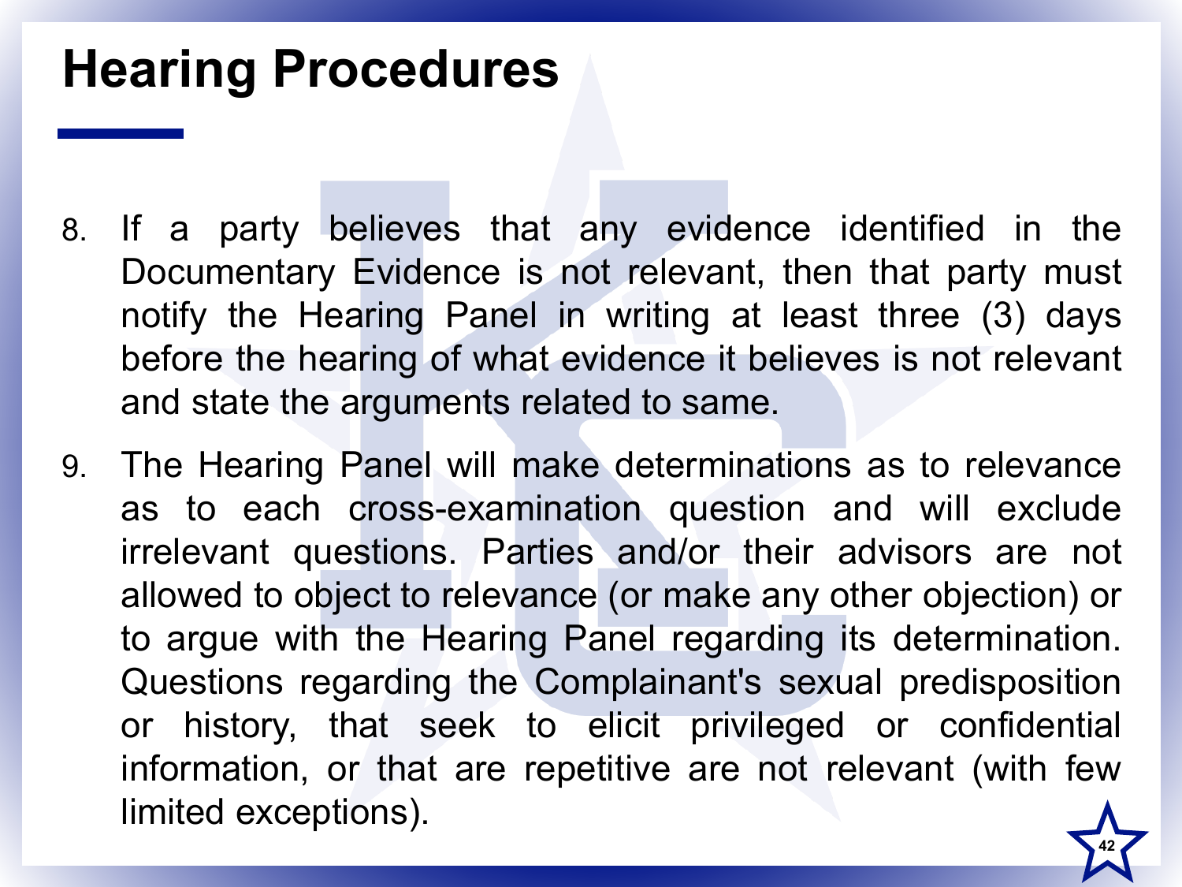# Hearing Procedures

8. If a party believes that any evidence identified in the Documentary Evidence is not relevant, then that party must notify the Hearing Panel in writing at least three (3) days before the hearing of what evidence it believes is not relevant and state the arguments related to same.
9. The Hearing Panel will make determinations as to relevance as to each cross-examination question and will exclude irrelevant questions. Parties and/or their advisors are not allowed to object to relevance (or make any other objection) or to argue with the Hearing Panel regarding its determination. Questions regarding the Complainant's sexual predisposition or history, that seek to elicit privileged or confidential information, or that are repetitive are not relevant (with few limited exceptions).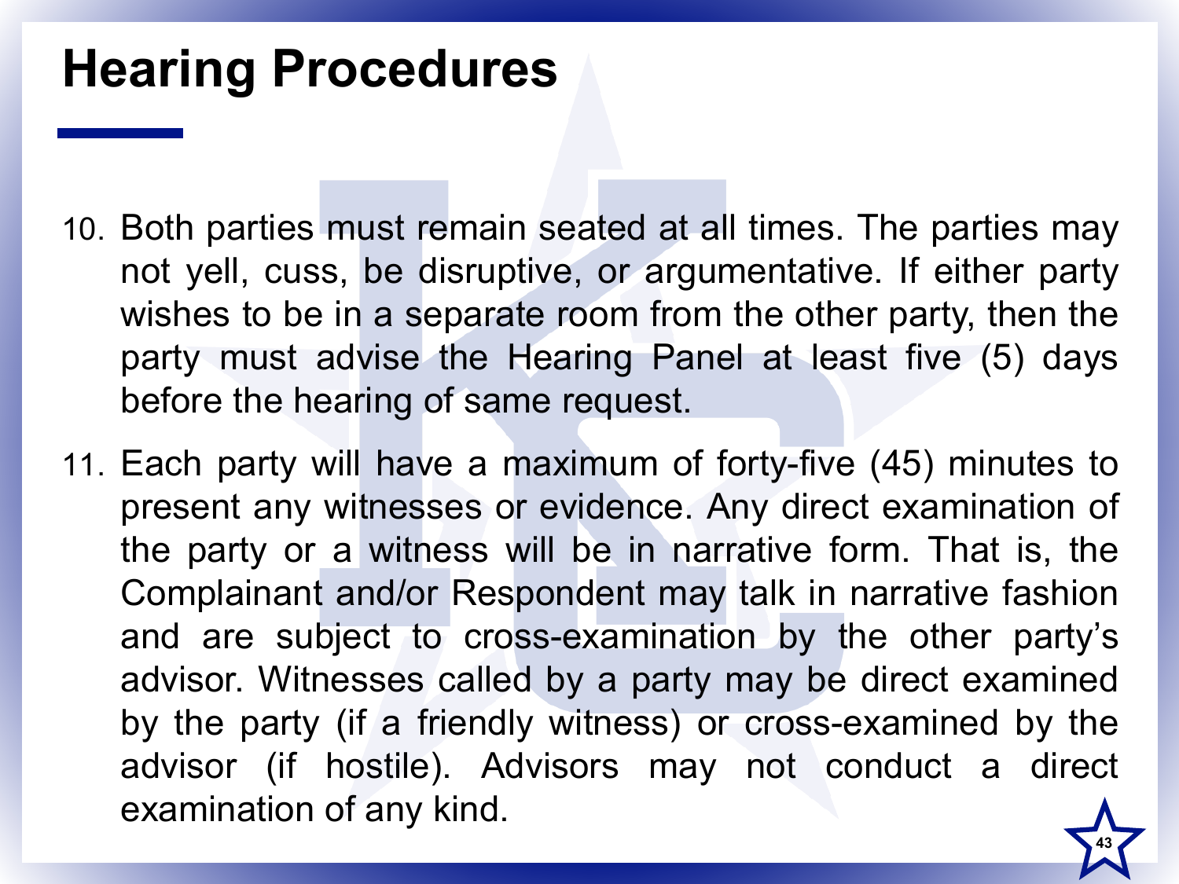# Hearing Procedures

10. Both parties must remain seated at all times. The parties may not yell, cuss, be disruptive, or argumentative. If either party wishes to be in a separate room from the other party, then the party must advise the Hearing Panel at least five (5) days before the hearing of same request.

11. Each party will have a maximum of forty-five (45) minutes to present any witnesses or evidence. Any direct examination of the party or a witness will be in narrative form. That is, the Complainant and/or Respondent may talk in narrative fashion and are subject to cross-examination by the other party's advisor. Witnesses called by a party may be direct examined by the party (if a friendly witness) or cross-examined by the advisor (if hostile). Advisors may not conduct a direct examination of any kind.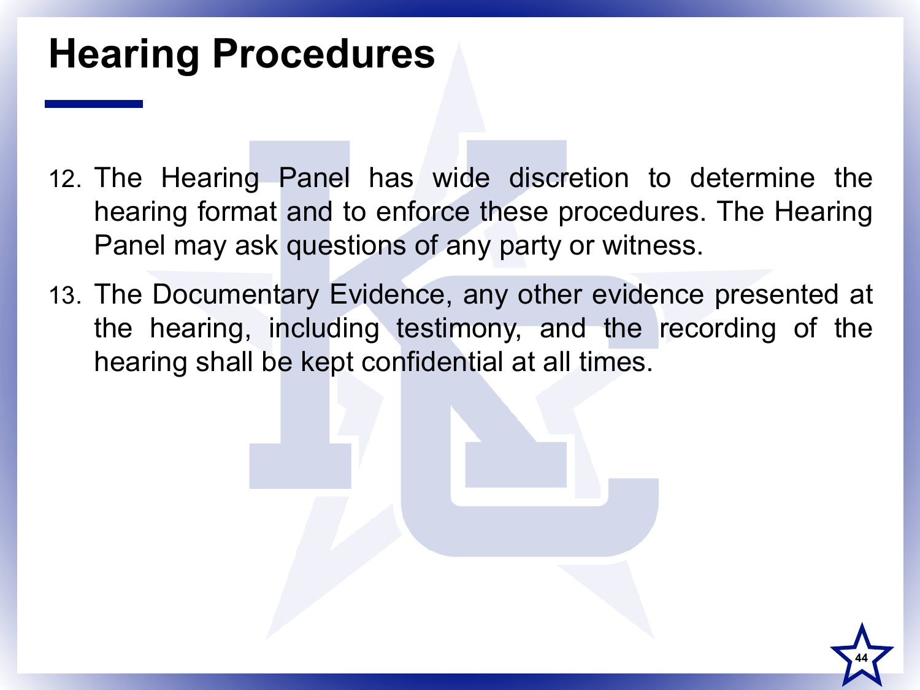# Hearing Procedures

12. The Hearing Panel has wide discretion to determine the hearing format and to enforce these procedures. The Hearing Panel may ask questions of any party or witness.
13. The Documentary Evidence, any other evidence presented at the hearing, including testimony, and the recording of the hearing shall be kept confidential at all times.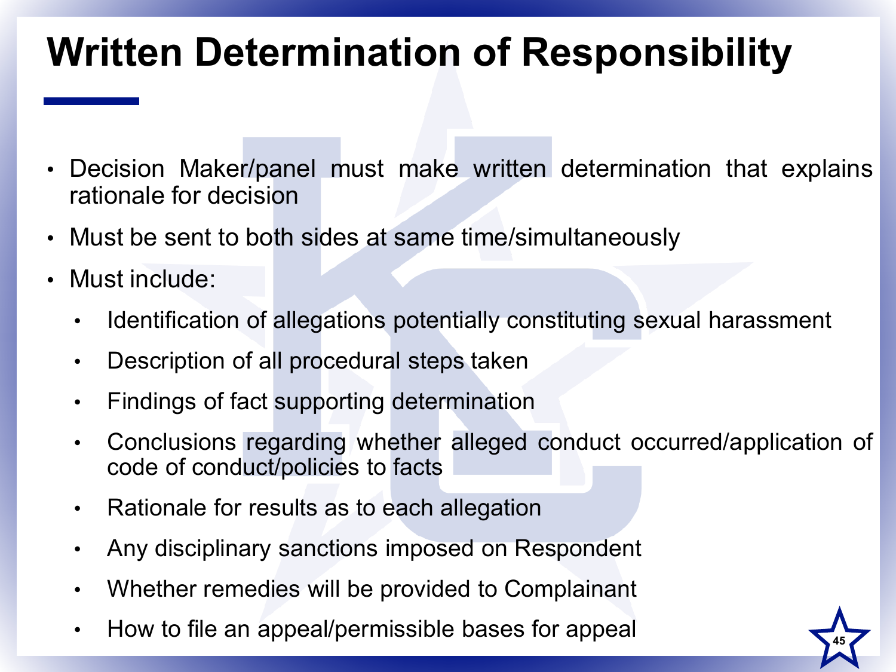# Written Determination of Responsibility

- Decision Maker/panel must make written determination that explains rationale for decision
- Must be sent to both sides at same time/simultaneously
- Must include:
  - Identification of allegations potentially constituting sexual harassment
  - Description of all procedural steps taken
  - Findings of fact supporting determination
  - Conclusions regarding whether alleged conduct occurred/application of code of conduct/policies to facts
  - Rationale for results as to each allegation
  - Any disciplinary sanctions imposed on Respondent
  - Whether remedies will be provided to Complainant
  - How to file an appeal/permissible bases for appeal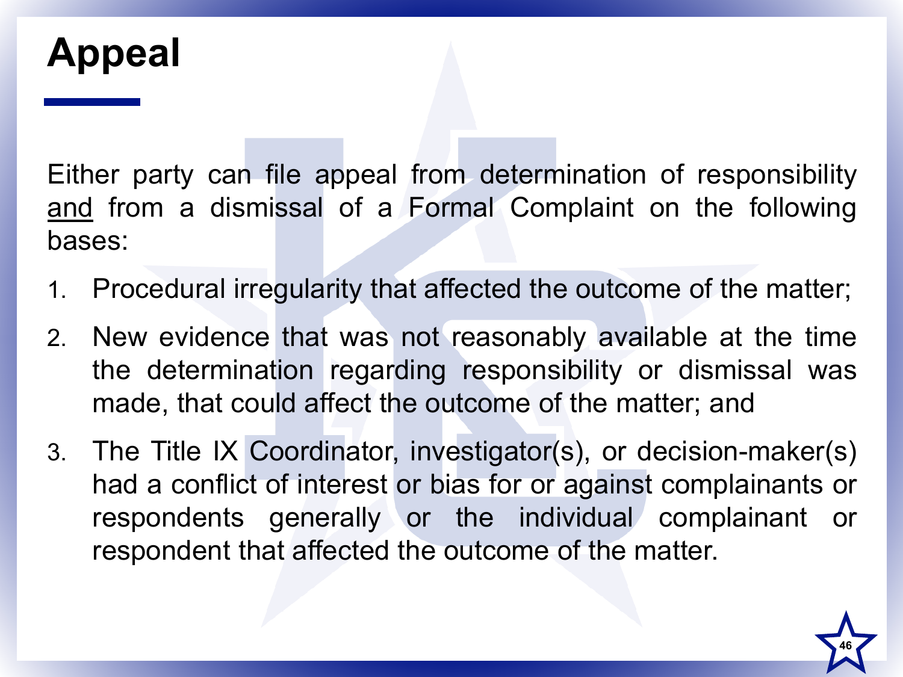# Appeal

Either party can file appeal from determination of responsibility <u>and</u> from a dismissal of a Formal Complaint on the following bases:

1. Procedural irregularity that affected the outcome of the matter;
2. New evidence that was not reasonably available at the time the determination regarding responsibility or dismissal was made, that could affect the outcome of the matter; and
3. The Title IX Coordinator, investigator(s), or decision-maker(s) had a conflict of interest or bias for or against complainants or respondents generally or the individual complainant or respondent that affected the outcome of the matter.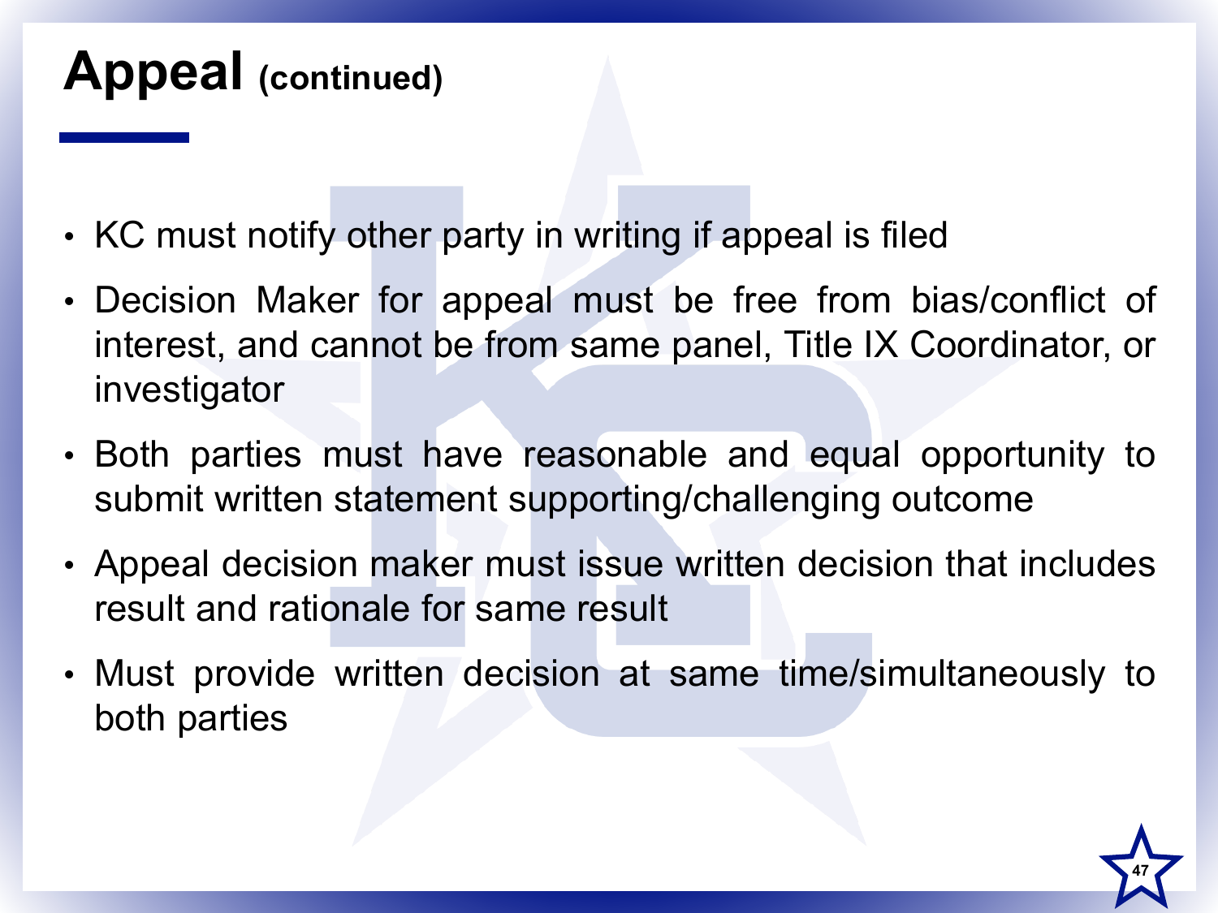# Appeal (continued)

- KC must notify other party in writing if appeal is filed
- Decision Maker for appeal must be free from bias/conflict of interest, and cannot be from same panel, Title IX Coordinator, or investigator
- Both parties must have reasonable and equal opportunity to submit written statement supporting/challenging outcome
- Appeal decision maker must issue written decision that includes result and rationale for same result
- Must provide written decision at same time/simultaneously to both parties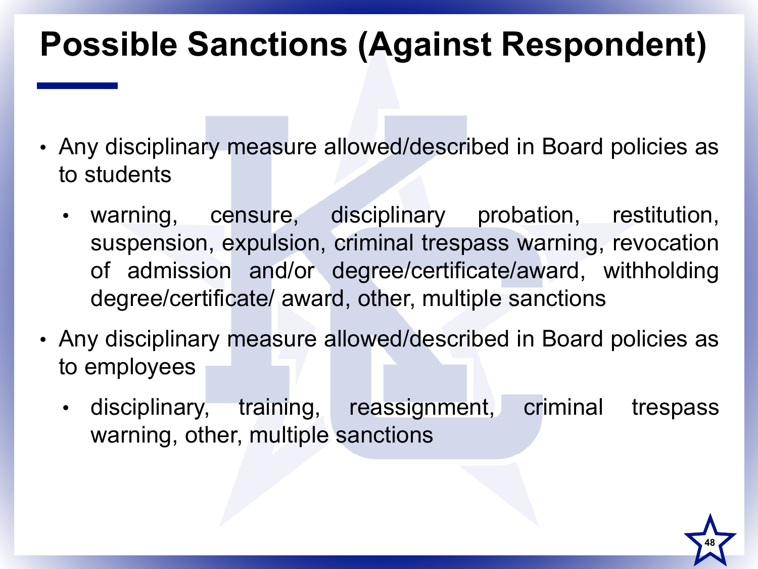# Possible Sanctions (Against Respondent)

- Any disciplinary measure allowed/described in Board policies as to students
  - warning, censure, disciplinary probation, restitution, suspension, expulsion, criminal trespass warning, revocation of admission and/or degree/certificate/award, withholding degree/certificate/ award, other, multiple sanctions
- Any disciplinary measure allowed/described in Board policies as to employees
  - disciplinary, training, reassignment, criminal trespass warning, other, multiple sanctions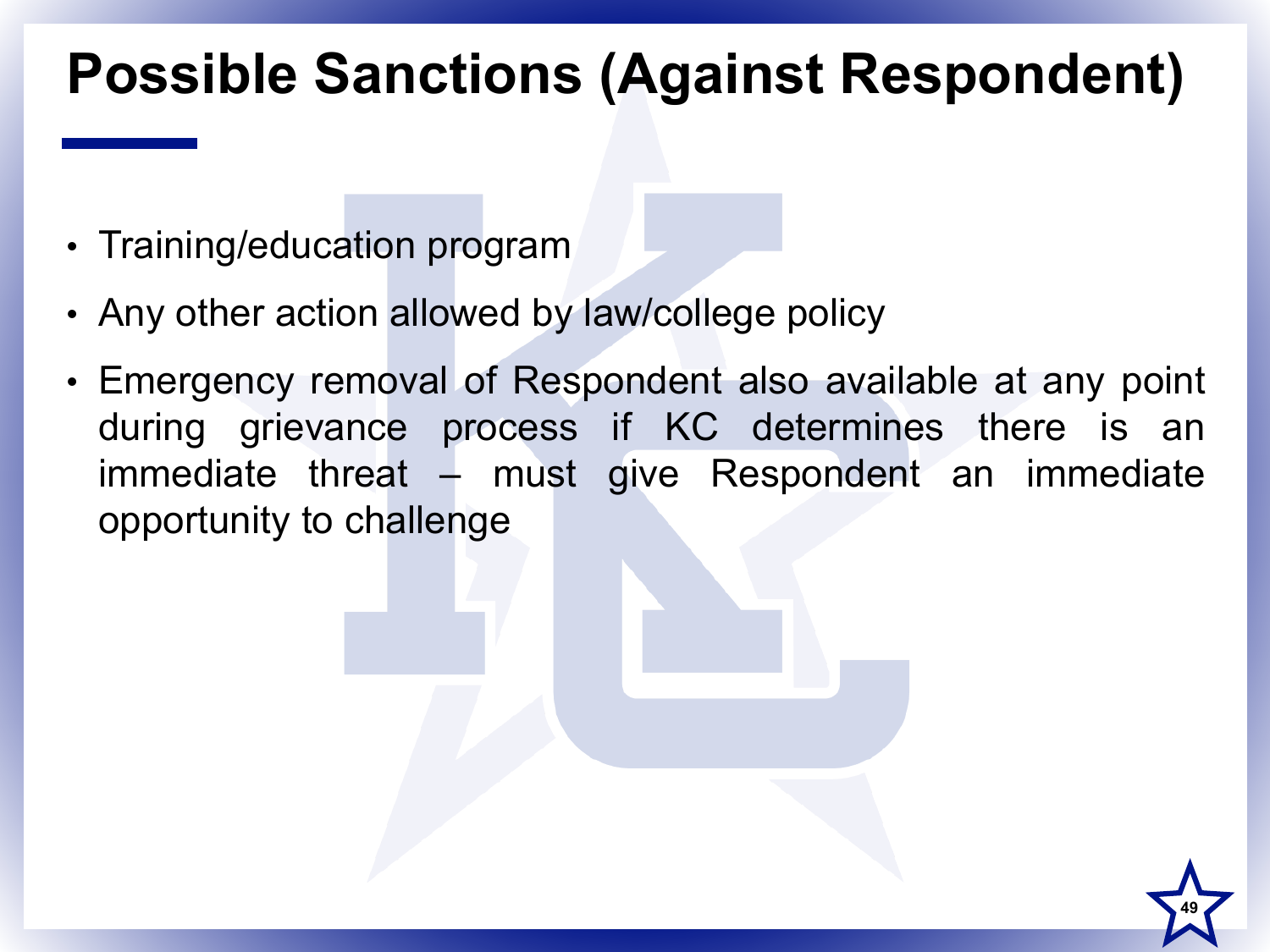# Possible Sanctions (Against Respondent)

- Training/education program
- Any other action allowed by law/college policy
- Emergency removal of Respondent also available at any point during grievance process if KC determines there is an immediate threat – must give Respondent an immediate opportunity to challenge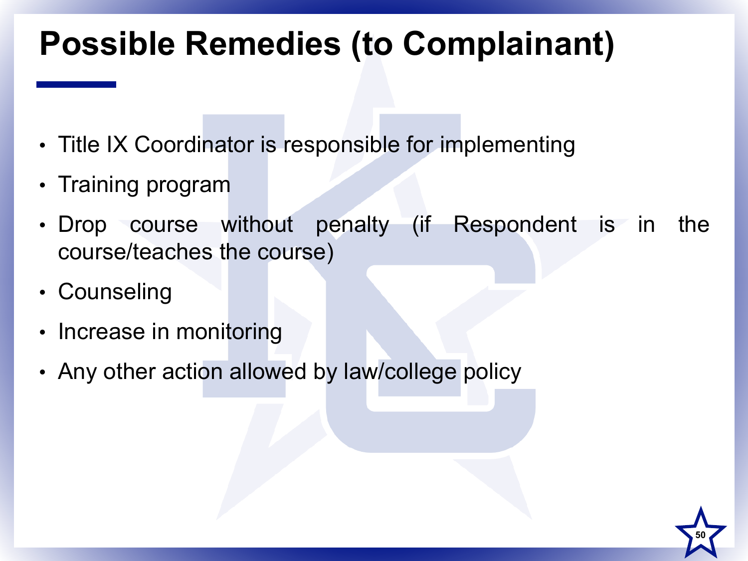# Possible Remedies (to Complainant)

- Title IX Coordinator is responsible for implementing
- Training program
- Drop course without penalty (if Respondent is in the course/teaches the course)
- Counseling
- Increase in monitoring
- Any other action allowed by law/college policy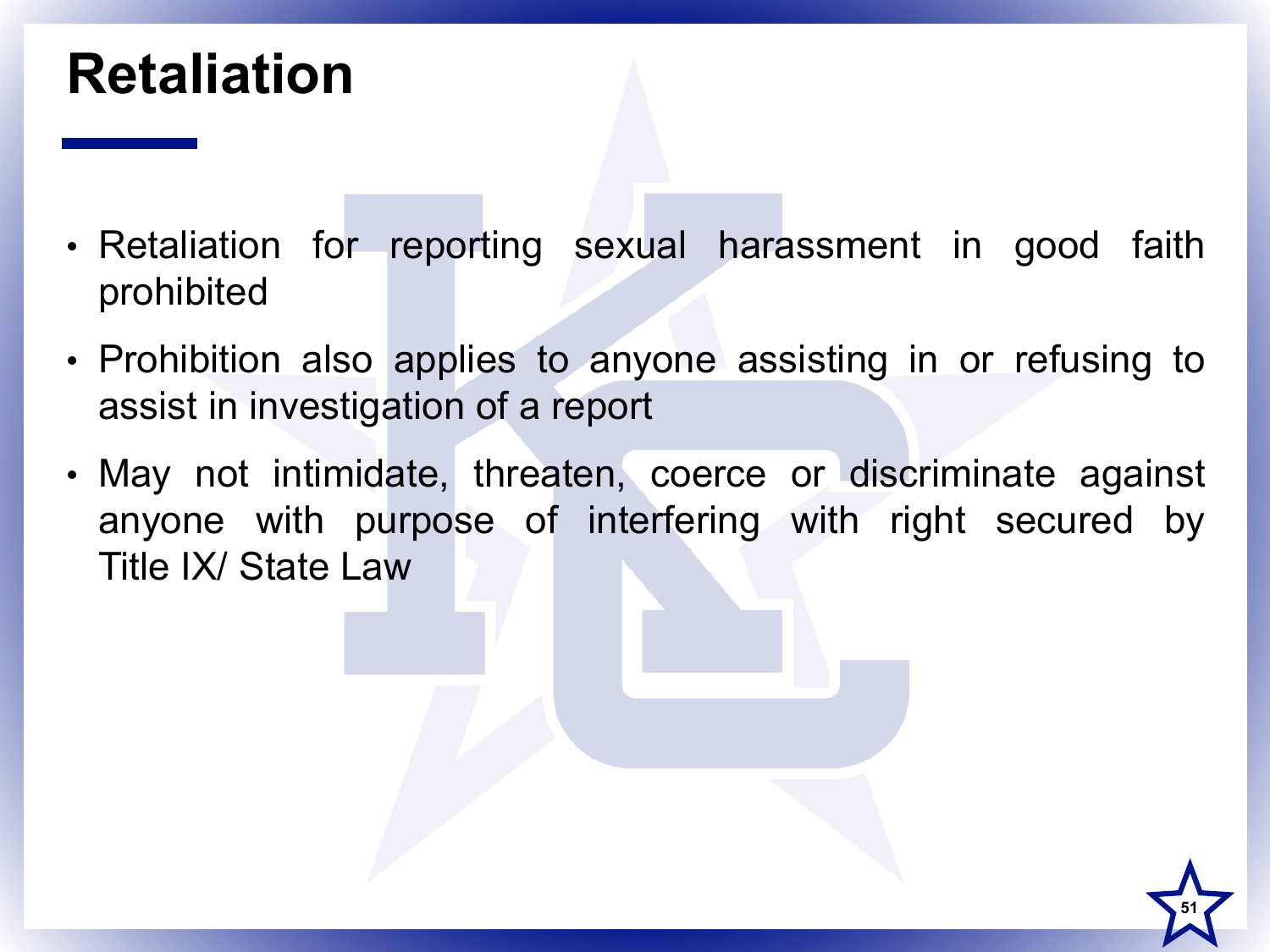# Retaliation

- Retaliation for reporting sexual harassment in good faith prohibited
- Prohibition also applies to anyone assisting in or refusing to assist in investigation of a report
- May not intimidate, threaten, coerce or discriminate against anyone with purpose of interfering with right secured by Title IX/ State Law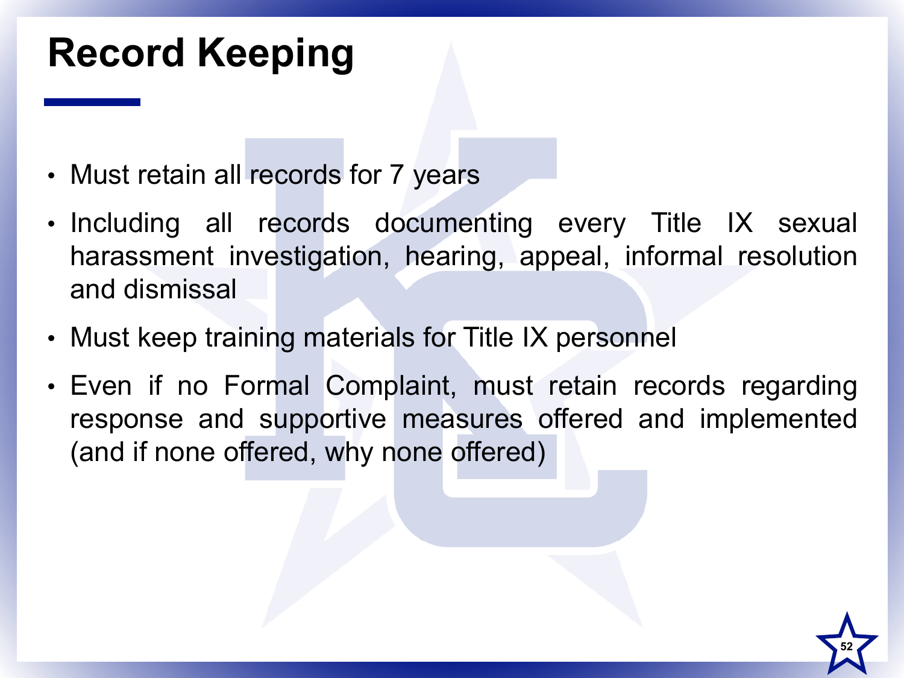# Record Keeping

- Must retain all records for 7 years
- Including all records documenting every Title IX sexual harassment investigation, hearing, appeal, informal resolution and dismissal
- Must keep training materials for Title IX personnel
- Even if no Formal Complaint, must retain records regarding response and supportive measures offered and implemented (and if none offered, why none offered)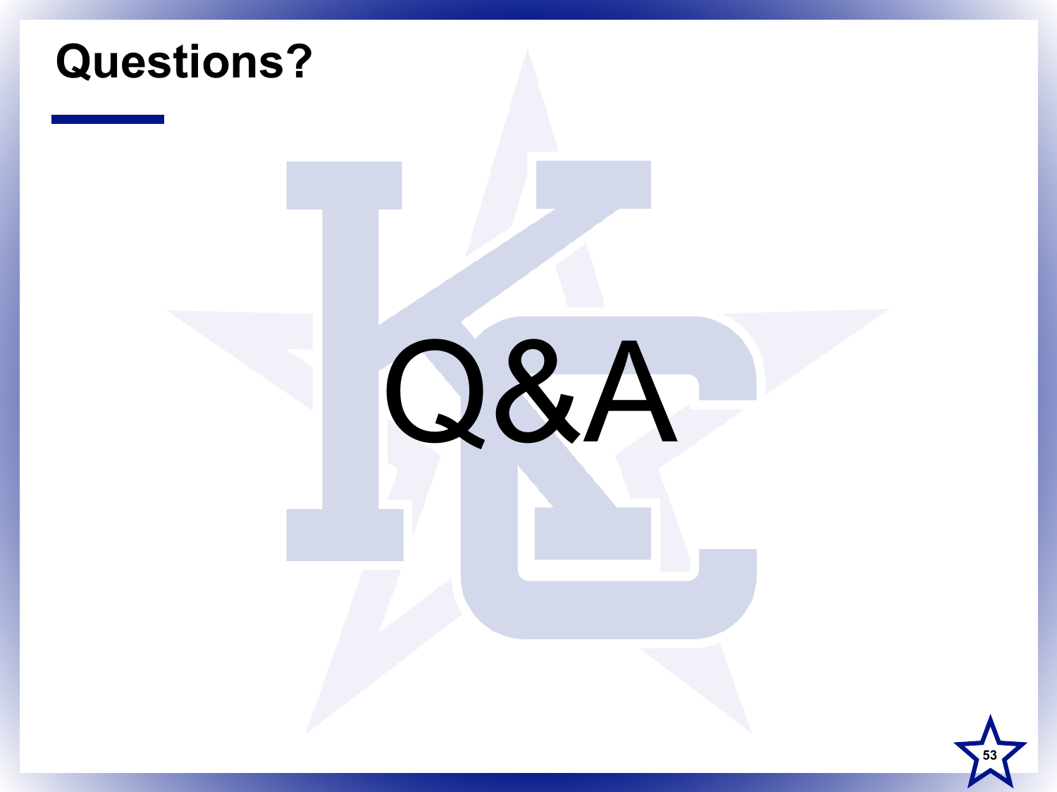# Questions?

Q&A